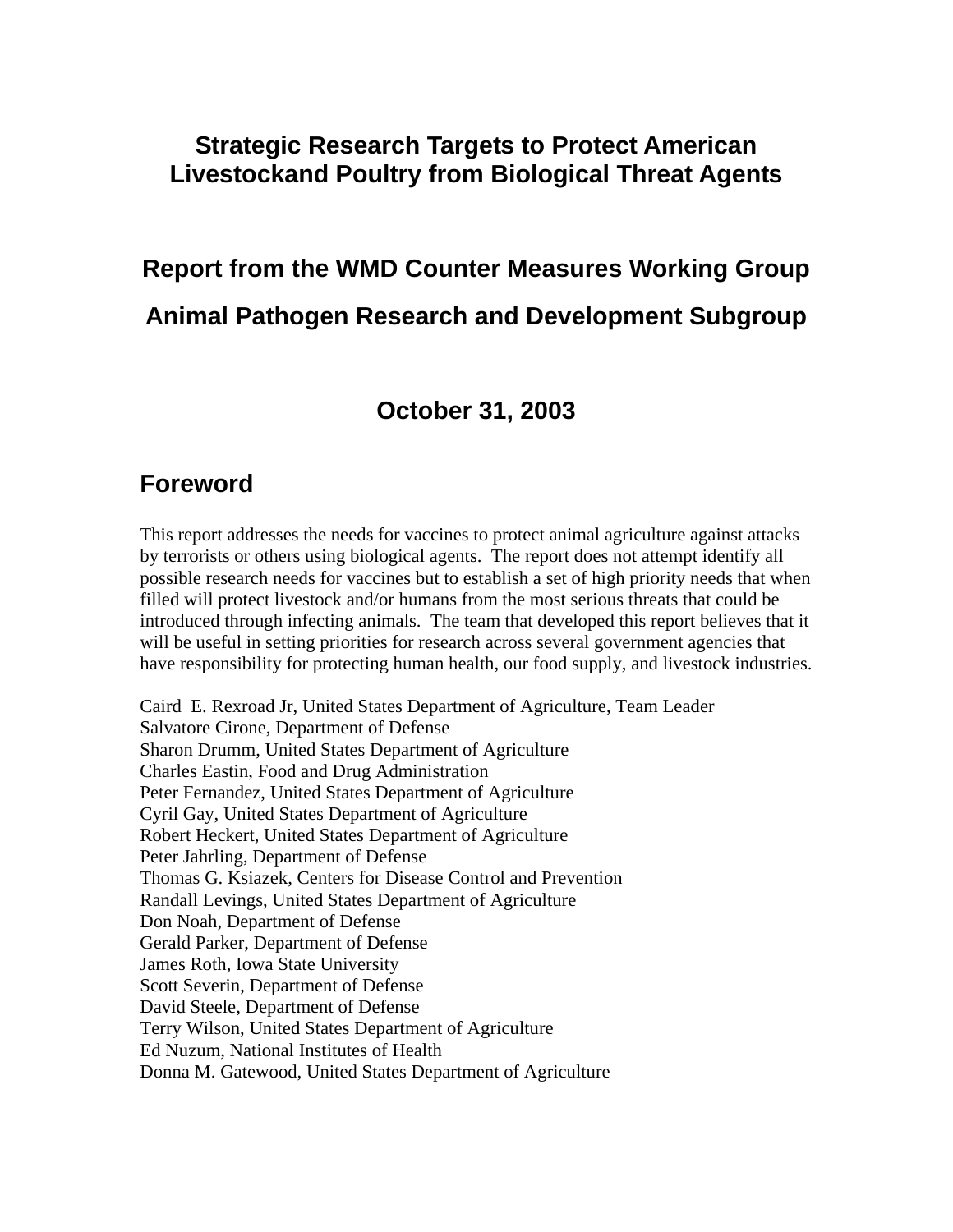# Strategic Research Targets to Protect American Livestockand Poultry from Biological Threat Agents

## Report from the WMD Counter Measures Working Group

## Animal Pathogen Research and Development Subgroup

### October 31, 2003

## Foreword

This report addresses the needs for vaccines to protect animal agriculture against attacks by terrorists or others using biological agents. The report does not attempt identify all possible research needs for vaccines but to establish a set of high priority needs that when filled will protect livestock and/or humans from the most serious threats that could be introduced through infecting animals. The team that developed this report believes that it will be useful in setting priorities for research across several government agencies that have responsibility for protecting human health, our food supply, and livestock industries.

Caird E. Rexroad Jr, United States Department of Agriculture, Team Leader
Salvatore Cirone, Department of Defense
Sharon Drumm, United States Department of Agriculture
Charles Eastin, Food and Drug Administration
Peter Fernandez, United States Department of Agriculture
Cyril Gay, United States Department of Agriculture
Robert Heckert, United States Department of Agriculture
Peter Jahrling, Department of Defense
Thomas G. Ksiazek, Centers for Disease Control and Prevention
Randall Levings, United States Department of Agriculture
Don Noah, Department of Defense
Gerald Parker, Department of Defense
James Roth, Iowa State University
Scott Severin, Department of Defense
David Steele, Department of Defense
Terry Wilson, United States Department of Agriculture
Ed Nuzum, National Institutes of Health
Donna M. Gatewood, United States Department of Agriculture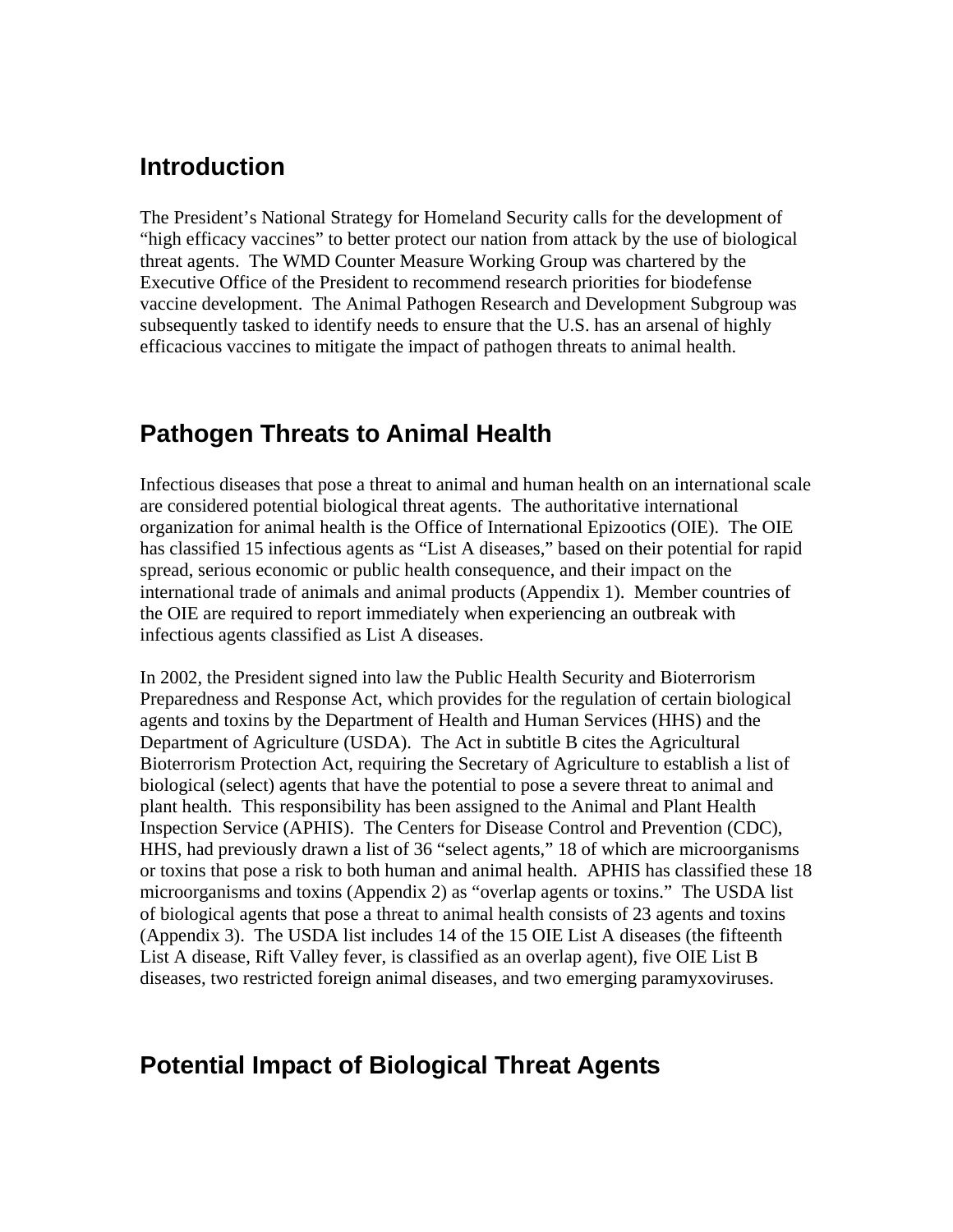## Introduction

The President's National Strategy for Homeland Security calls for the development of "high efficacy vaccines" to better protect our nation from attack by the use of biological threat agents. The WMD Counter Measure Working Group was chartered by the Executive Office of the President to recommend research priorities for biodefense vaccine development. The Animal Pathogen Research and Development Subgroup was subsequently tasked to identify needs to ensure that the U.S. has an arsenal of highly efficacious vaccines to mitigate the impact of pathogen threats to animal health.

## Pathogen Threats to Animal Health

Infectious diseases that pose a threat to animal and human health on an international scale are considered potential biological threat agents. The authoritative international organization for animal health is the Office of International Epizootics (OIE). The OIE has classified 15 infectious agents as "List A diseases," based on their potential for rapid spread, serious economic or public health consequence, and their impact on the international trade of animals and animal products (Appendix 1). Member countries of the OIE are required to report immediately when experiencing an outbreak with infectious agents classified as List A diseases.

In 2002, the President signed into law the Public Health Security and Bioterrorism Preparedness and Response Act, which provides for the regulation of certain biological agents and toxins by the Department of Health and Human Services (HHS) and the Department of Agriculture (USDA). The Act in subtitle B cites the Agricultural Bioterrorism Protection Act, requiring the Secretary of Agriculture to establish a list of biological (select) agents that have the potential to pose a severe threat to animal and plant health. This responsibility has been assigned to the Animal and Plant Health Inspection Service (APHIS). The Centers for Disease Control and Prevention (CDC), HHS, had previously drawn a list of 36 "select agents," 18 of which are microorganisms or toxins that pose a risk to both human and animal health. APHIS has classified these 18 microorganisms and toxins (Appendix 2) as "overlap agents or toxins." The USDA list of biological agents that pose a threat to animal health consists of 23 agents and toxins (Appendix 3). The USDA list includes 14 of the 15 OIE List A diseases (the fifteenth List A disease, Rift Valley fever, is classified as an overlap agent), five OIE List B diseases, two restricted foreign animal diseases, and two emerging paramyxoviruses.

## Potential Impact of Biological Threat Agents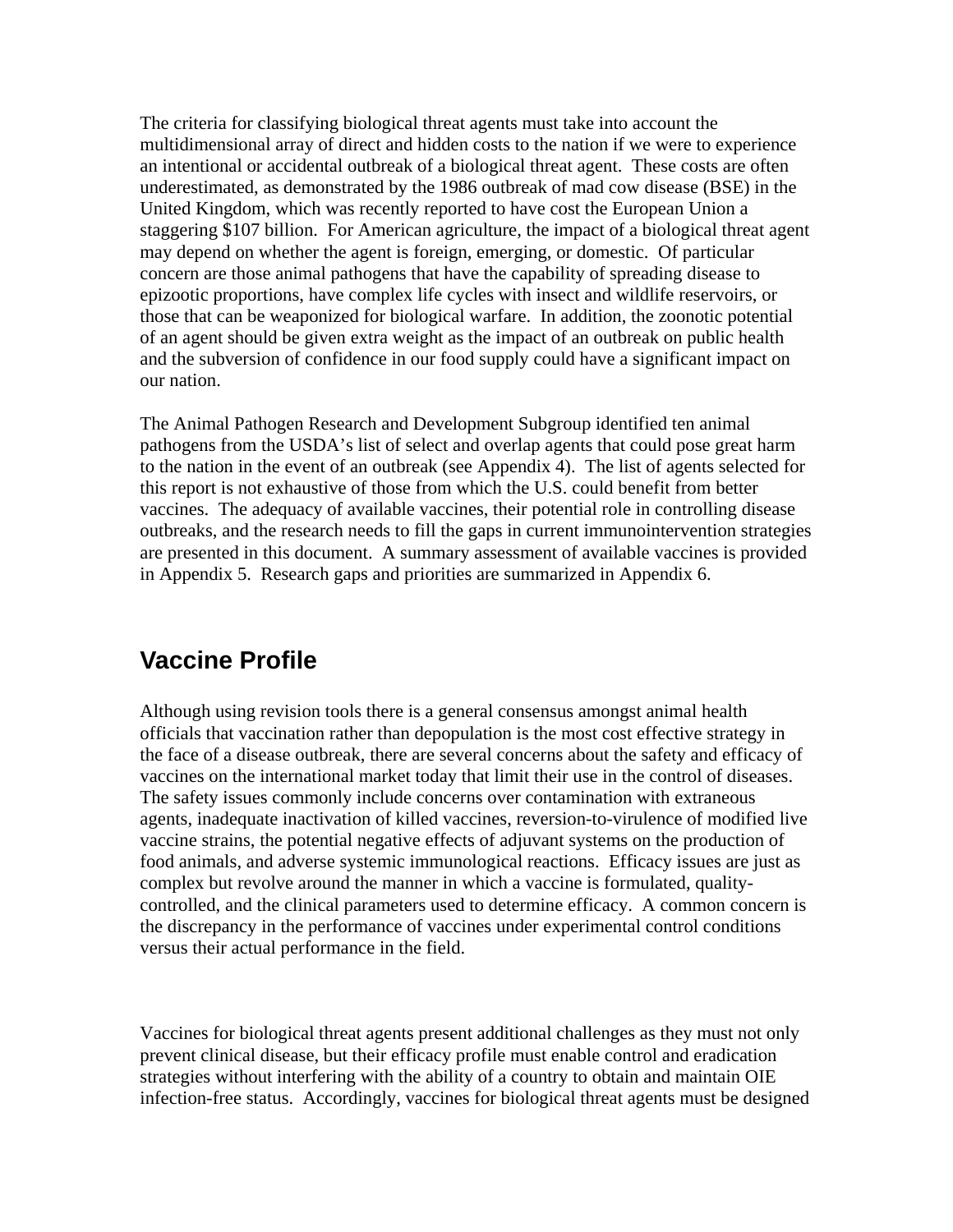The criteria for classifying biological threat agents must take into account the multidimensional array of direct and hidden costs to the nation if we were to experience an intentional or accidental outbreak of a biological threat agent. These costs are often underestimated, as demonstrated by the 1986 outbreak of mad cow disease (BSE) in the United Kingdom, which was recently reported to have cost the European Union a staggering $107 billion. For American agriculture, the impact of a biological threat agent may depend on whether the agent is foreign, emerging, or domestic. Of particular concern are those animal pathogens that have the capability of spreading disease to epizootic proportions, have complex life cycles with insect and wildlife reservoirs, or those that can be weaponized for biological warfare. In addition, the zoonotic potential of an agent should be given extra weight as the impact of an outbreak on public health and the subversion of confidence in our food supply could have a significant impact on our nation.

The Animal Pathogen Research and Development Subgroup identified ten animal pathogens from the USDA's list of select and overlap agents that could pose great harm to the nation in the event of an outbreak (see Appendix 4). The list of agents selected for this report is not exhaustive of those from which the U.S. could benefit from better vaccines. The adequacy of available vaccines, their potential role in controlling disease outbreaks, and the research needs to fill the gaps in current immunointervention strategies are presented in this document. A summary assessment of available vaccines is provided in Appendix 5. Research gaps and priorities are summarized in Appendix 6.

## Vaccine Profile

Although using revision tools there is a general consensus amongst animal health officials that vaccination rather than depopulation is the most cost effective strategy in the face of a disease outbreak, there are several concerns about the safety and efficacy of vaccines on the international market today that limit their use in the control of diseases. The safety issues commonly include concerns over contamination with extraneous agents, inadequate inactivation of killed vaccines, reversion-to-virulence of modified live vaccine strains, the potential negative effects of adjuvant systems on the production of food animals, and adverse systemic immunological reactions. Efficacy issues are just as complex but revolve around the manner in which a vaccine is formulated, quality-controlled, and the clinical parameters used to determine efficacy. A common concern is the discrepancy in the performance of vaccines under experimental control conditions versus their actual performance in the field.

Vaccines for biological threat agents present additional challenges as they must not only prevent clinical disease, but their efficacy profile must enable control and eradication strategies without interfering with the ability of a country to obtain and maintain OIE infection-free status. Accordingly, vaccines for biological threat agents must be designed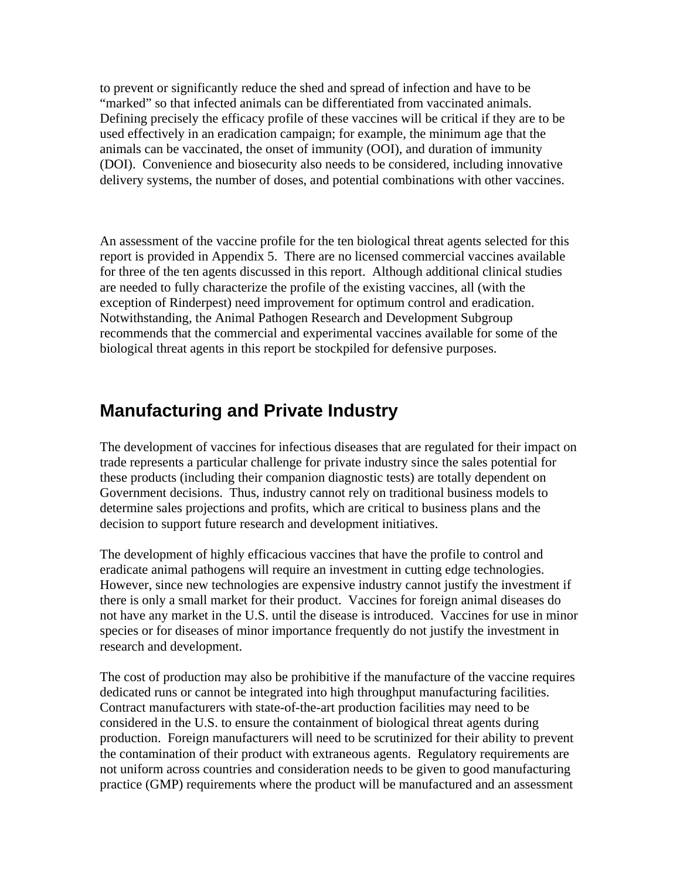to prevent or significantly reduce the shed and spread of infection and have to be "marked" so that infected animals can be differentiated from vaccinated animals. Defining precisely the efficacy profile of these vaccines will be critical if they are to be used effectively in an eradication campaign; for example, the minimum age that the animals can be vaccinated, the onset of immunity (OOI), and duration of immunity (DOI). Convenience and biosecurity also needs to be considered, including innovative delivery systems, the number of doses, and potential combinations with other vaccines.

An assessment of the vaccine profile for the ten biological threat agents selected for this report is provided in Appendix 5. There are no licensed commercial vaccines available for three of the ten agents discussed in this report. Although additional clinical studies are needed to fully characterize the profile of the existing vaccines, all (with the exception of Rinderpest) need improvement for optimum control and eradication. Notwithstanding, the Animal Pathogen Research and Development Subgroup recommends that the commercial and experimental vaccines available for some of the biological threat agents in this report be stockpiled for defensive purposes.

## Manufacturing and Private Industry

The development of vaccines for infectious diseases that are regulated for their impact on trade represents a particular challenge for private industry since the sales potential for these products (including their companion diagnostic tests) are totally dependent on Government decisions. Thus, industry cannot rely on traditional business models to determine sales projections and profits, which are critical to business plans and the decision to support future research and development initiatives.

The development of highly efficacious vaccines that have the profile to control and eradicate animal pathogens will require an investment in cutting edge technologies. However, since new technologies are expensive industry cannot justify the investment if there is only a small market for their product. Vaccines for foreign animal diseases do not have any market in the U.S. until the disease is introduced. Vaccines for use in minor species or for diseases of minor importance frequently do not justify the investment in research and development.

The cost of production may also be prohibitive if the manufacture of the vaccine requires dedicated runs or cannot be integrated into high throughput manufacturing facilities. Contract manufacturers with state-of-the-art production facilities may need to be considered in the U.S. to ensure the containment of biological threat agents during production. Foreign manufacturers will need to be scrutinized for their ability to prevent the contamination of their product with extraneous agents. Regulatory requirements are not uniform across countries and consideration needs to be given to good manufacturing practice (GMP) requirements where the product will be manufactured and an assessment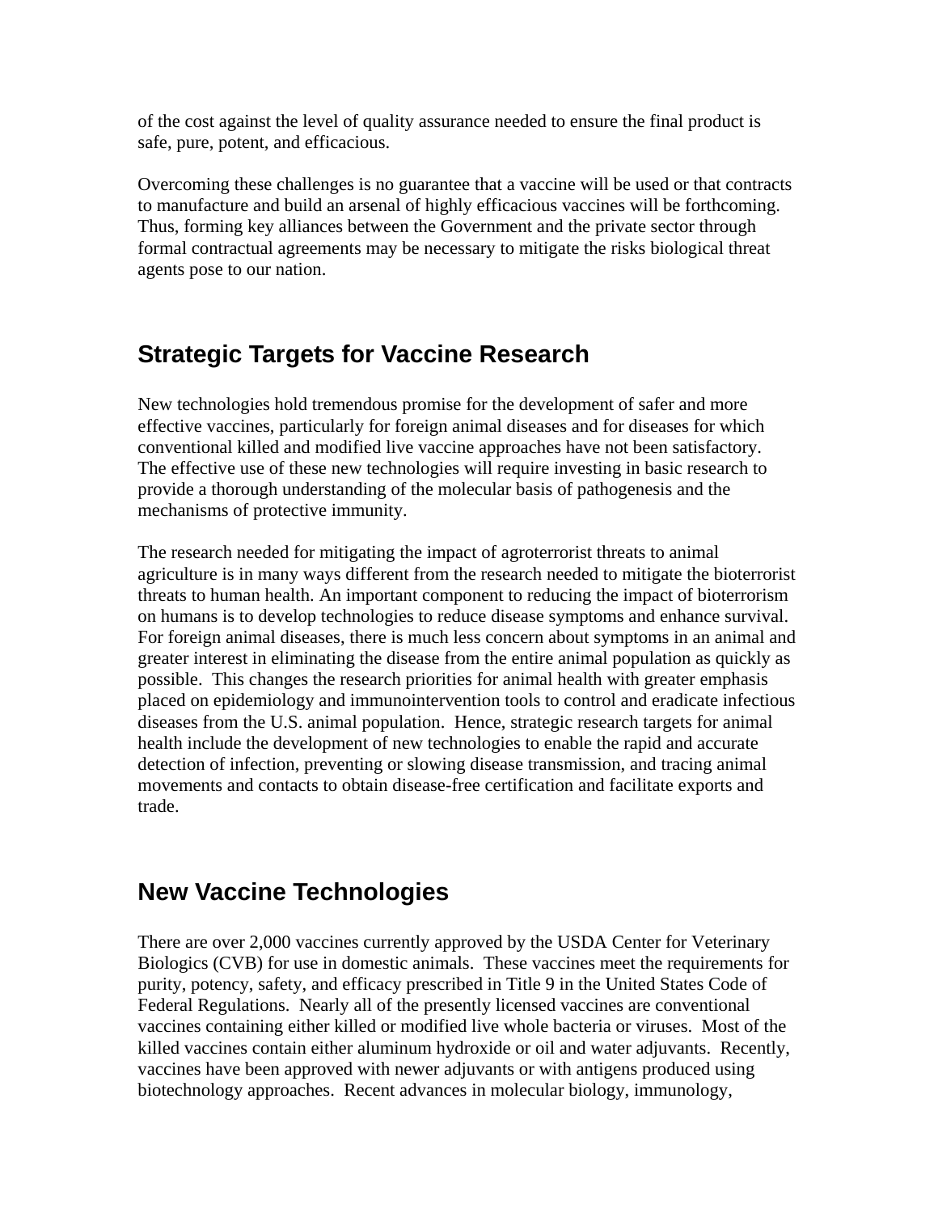of the cost against the level of quality assurance needed to ensure the final product is safe, pure, potent, and efficacious.

Overcoming these challenges is no guarantee that a vaccine will be used or that contracts to manufacture and build an arsenal of highly efficacious vaccines will be forthcoming. Thus, forming key alliances between the Government and the private sector through formal contractual agreements may be necessary to mitigate the risks biological threat agents pose to our nation.

## Strategic Targets for Vaccine Research

New technologies hold tremendous promise for the development of safer and more effective vaccines, particularly for foreign animal diseases and for diseases for which conventional killed and modified live vaccine approaches have not been satisfactory. The effective use of these new technologies will require investing in basic research to provide a thorough understanding of the molecular basis of pathogenesis and the mechanisms of protective immunity.

The research needed for mitigating the impact of agroterrorist threats to animal agriculture is in many ways different from the research needed to mitigate the bioterrorist threats to human health. An important component to reducing the impact of bioterrorism on humans is to develop technologies to reduce disease symptoms and enhance survival. For foreign animal diseases, there is much less concern about symptoms in an animal and greater interest in eliminating the disease from the entire animal population as quickly as possible. This changes the research priorities for animal health with greater emphasis placed on epidemiology and immunointervention tools to control and eradicate infectious diseases from the U.S. animal population. Hence, strategic research targets for animal health include the development of new technologies to enable the rapid and accurate detection of infection, preventing or slowing disease transmission, and tracing animal movements and contacts to obtain disease-free certification and facilitate exports and trade.

## New Vaccine Technologies

There are over 2,000 vaccines currently approved by the USDA Center for Veterinary Biologics (CVB) for use in domestic animals. These vaccines meet the requirements for purity, potency, safety, and efficacy prescribed in Title 9 in the United States Code of Federal Regulations. Nearly all of the presently licensed vaccines are conventional vaccines containing either killed or modified live whole bacteria or viruses. Most of the killed vaccines contain either aluminum hydroxide or oil and water adjuvants. Recently, vaccines have been approved with newer adjuvants or with antigens produced using biotechnology approaches. Recent advances in molecular biology, immunology,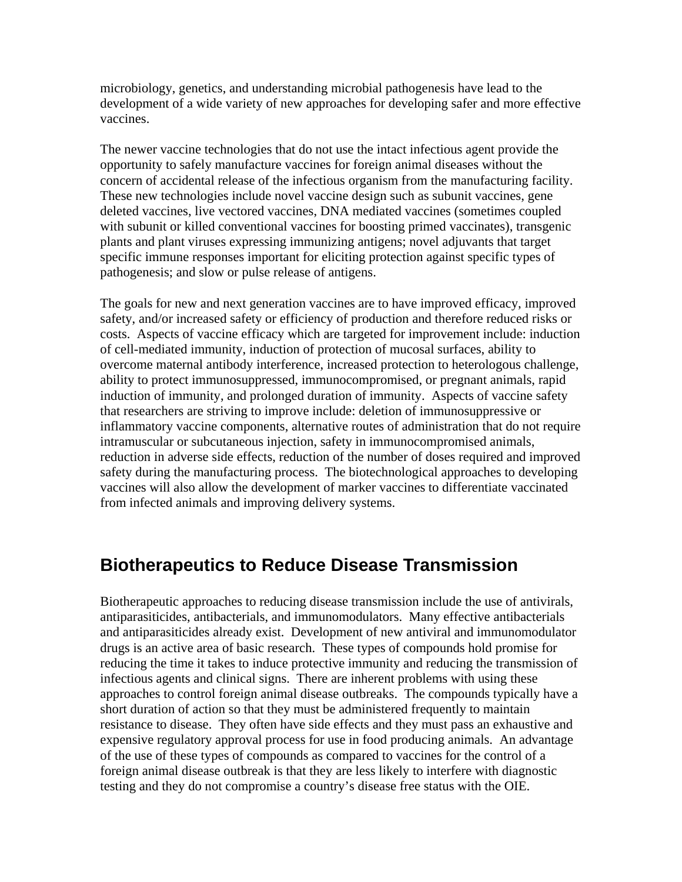microbiology, genetics, and understanding microbial pathogenesis have lead to the development of a wide variety of new approaches for developing safer and more effective vaccines.

The newer vaccine technologies that do not use the intact infectious agent provide the opportunity to safely manufacture vaccines for foreign animal diseases without the concern of accidental release of the infectious organism from the manufacturing facility. These new technologies include novel vaccine design such as subunit vaccines, gene deleted vaccines, live vectored vaccines, DNA mediated vaccines (sometimes coupled with subunit or killed conventional vaccines for boosting primed vaccinates), transgenic plants and plant viruses expressing immunizing antigens; novel adjuvants that target specific immune responses important for eliciting protection against specific types of pathogenesis; and slow or pulse release of antigens.

The goals for new and next generation vaccines are to have improved efficacy, improved safety, and/or increased safety or efficiency of production and therefore reduced risks or costs. Aspects of vaccine efficacy which are targeted for improvement include: induction of cell-mediated immunity, induction of protection of mucosal surfaces, ability to overcome maternal antibody interference, increased protection to heterologous challenge, ability to protect immunosuppressed, immunocompromised, or pregnant animals, rapid induction of immunity, and prolonged duration of immunity. Aspects of vaccine safety that researchers are striving to improve include: deletion of immunosuppressive or inflammatory vaccine components, alternative routes of administration that do not require intramuscular or subcutaneous injection, safety in immunocompromised animals, reduction in adverse side effects, reduction of the number of doses required and improved safety during the manufacturing process. The biotechnological approaches to developing vaccines will also allow the development of marker vaccines to differentiate vaccinated from infected animals and improving delivery systems.

## Biotherapeutics to Reduce Disease Transmission

Biotherapeutic approaches to reducing disease transmission include the use of antivirals, antiparasiticides, antibacterials, and immunomodulators. Many effective antibacterials and antiparasiticides already exist. Development of new antiviral and immunomodulator drugs is an active area of basic research. These types of compounds hold promise for reducing the time it takes to induce protective immunity and reducing the transmission of infectious agents and clinical signs. There are inherent problems with using these approaches to control foreign animal disease outbreaks. The compounds typically have a short duration of action so that they must be administered frequently to maintain resistance to disease. They often have side effects and they must pass an exhaustive and expensive regulatory approval process for use in food producing animals. An advantage of the use of these types of compounds as compared to vaccines for the control of a foreign animal disease outbreak is that they are less likely to interfere with diagnostic testing and they do not compromise a country's disease free status with the OIE.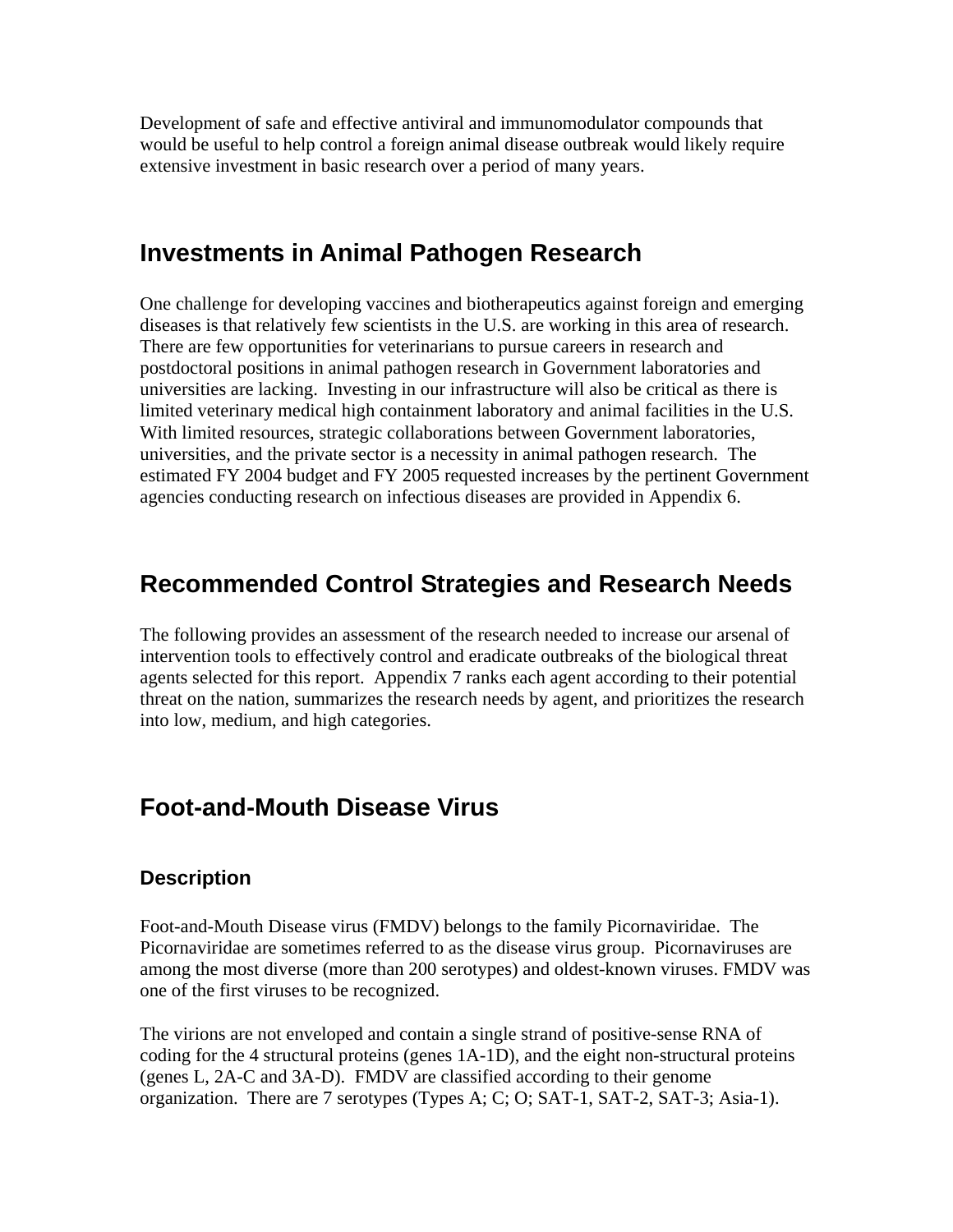Development of safe and effective antiviral and immunomodulator compounds that would be useful to help control a foreign animal disease outbreak would likely require extensive investment in basic research over a period of many years.

## Investments in Animal Pathogen Research

One challenge for developing vaccines and biotherapeutics against foreign and emerging diseases is that relatively few scientists in the U.S. are working in this area of research. There are few opportunities for veterinarians to pursue careers in research and postdoctoral positions in animal pathogen research in Government laboratories and universities are lacking. Investing in our infrastructure will also be critical as there is limited veterinary medical high containment laboratory and animal facilities in the U.S. With limited resources, strategic collaborations between Government laboratories, universities, and the private sector is a necessity in animal pathogen research. The estimated FY 2004 budget and FY 2005 requested increases by the pertinent Government agencies conducting research on infectious diseases are provided in Appendix 6.

## Recommended Control Strategies and Research Needs

The following provides an assessment of the research needed to increase our arsenal of intervention tools to effectively control and eradicate outbreaks of the biological threat agents selected for this report. Appendix 7 ranks each agent according to their potential threat on the nation, summarizes the research needs by agent, and prioritizes the research into low, medium, and high categories.

## Foot-and-Mouth Disease Virus

### Description

Foot-and-Mouth Disease virus (FMDV) belongs to the family Picornaviridae. The Picornaviridae are sometimes referred to as the disease virus group. Picornaviruses are among the most diverse (more than 200 serotypes) and oldest-known viruses. FMDV was one of the first viruses to be recognized.

The virions are not enveloped and contain a single strand of positive-sense RNA of coding for the 4 structural proteins (genes 1A-1D), and the eight non-structural proteins (genes L, 2A-C and 3A-D). FMDV are classified according to their genome organization. There are 7 serotypes (Types A; C; O; SAT-1, SAT-2, SAT-3; Asia-1).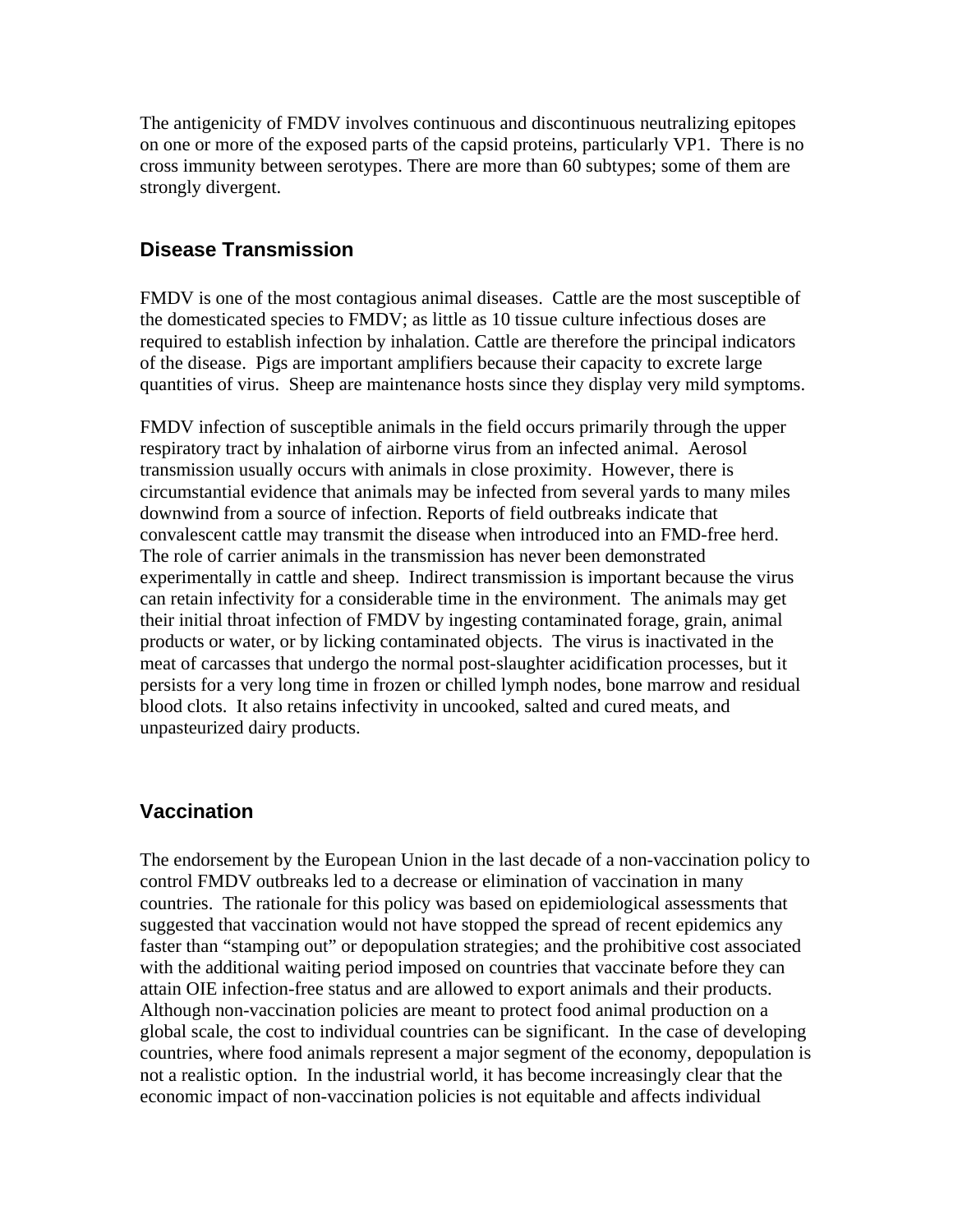The antigenicity of FMDV involves continuous and discontinuous neutralizing epitopes on one or more of the exposed parts of the capsid proteins, particularly VP1. There is no cross immunity between serotypes. There are more than 60 subtypes; some of them are strongly divergent.

## Disease Transmission

FMDV is one of the most contagious animal diseases. Cattle are the most susceptible of the domesticated species to FMDV; as little as 10 tissue culture infectious doses are required to establish infection by inhalation. Cattle are therefore the principal indicators of the disease. Pigs are important amplifiers because their capacity to excrete large quantities of virus. Sheep are maintenance hosts since they display very mild symptoms.

FMDV infection of susceptible animals in the field occurs primarily through the upper respiratory tract by inhalation of airborne virus from an infected animal. Aerosol transmission usually occurs with animals in close proximity. However, there is circumstantial evidence that animals may be infected from several yards to many miles downwind from a source of infection. Reports of field outbreaks indicate that convalescent cattle may transmit the disease when introduced into an FMD-free herd. The role of carrier animals in the transmission has never been demonstrated experimentally in cattle and sheep. Indirect transmission is important because the virus can retain infectivity for a considerable time in the environment. The animals may get their initial throat infection of FMDV by ingesting contaminated forage, grain, animal products or water, or by licking contaminated objects. The virus is inactivated in the meat of carcasses that undergo the normal post-slaughter acidification processes, but it persists for a very long time in frozen or chilled lymph nodes, bone marrow and residual blood clots. It also retains infectivity in uncooked, salted and cured meats, and unpasteurized dairy products.

## Vaccination

The endorsement by the European Union in the last decade of a non-vaccination policy to control FMDV outbreaks led to a decrease or elimination of vaccination in many countries. The rationale for this policy was based on epidemiological assessments that suggested that vaccination would not have stopped the spread of recent epidemics any faster than "stamping out" or depopulation strategies; and the prohibitive cost associated with the additional waiting period imposed on countries that vaccinate before they can attain OIE infection-free status and are allowed to export animals and their products. Although non-vaccination policies are meant to protect food animal production on a global scale, the cost to individual countries can be significant. In the case of developing countries, where food animals represent a major segment of the economy, depopulation is not a realistic option. In the industrial world, it has become increasingly clear that the economic impact of non-vaccination policies is not equitable and affects individual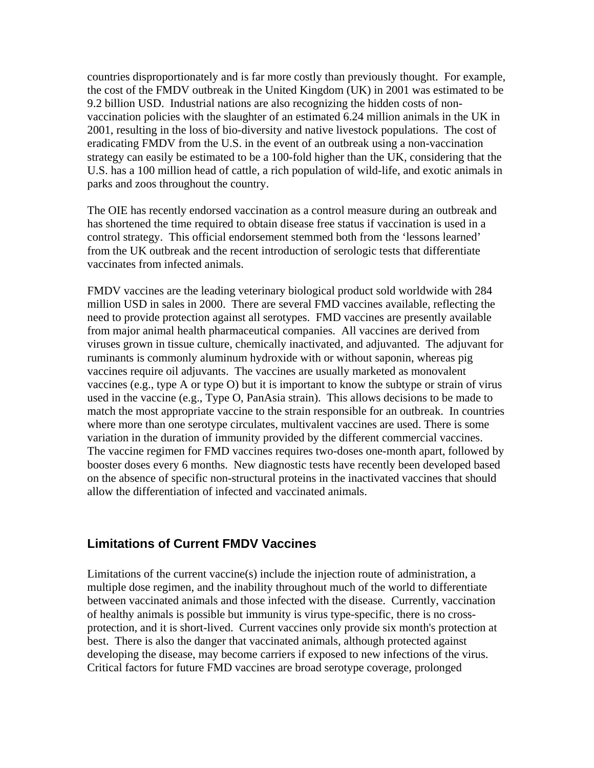countries disproportionately and is far more costly than previously thought. For example, the cost of the FMDV outbreak in the United Kingdom (UK) in 2001 was estimated to be 9.2 billion USD. Industrial nations are also recognizing the hidden costs of non-vaccination policies with the slaughter of an estimated 6.24 million animals in the UK in 2001, resulting in the loss of bio-diversity and native livestock populations. The cost of eradicating FMDV from the U.S. in the event of an outbreak using a non-vaccination strategy can easily be estimated to be a 100-fold higher than the UK, considering that the U.S. has a 100 million head of cattle, a rich population of wild-life, and exotic animals in parks and zoos throughout the country.

The OIE has recently endorsed vaccination as a control measure during an outbreak and has shortened the time required to obtain disease free status if vaccination is used in a control strategy. This official endorsement stemmed both from the 'lessons learned' from the UK outbreak and the recent introduction of serologic tests that differentiate vaccinates from infected animals.

FMDV vaccines are the leading veterinary biological product sold worldwide with 284 million USD in sales in 2000. There are several FMD vaccines available, reflecting the need to provide protection against all serotypes. FMD vaccines are presently available from major animal health pharmaceutical companies. All vaccines are derived from viruses grown in tissue culture, chemically inactivated, and adjuvanted. The adjuvant for ruminants is commonly aluminum hydroxide with or without saponin, whereas pig vaccines require oil adjuvants. The vaccines are usually marketed as monovalent vaccines (e.g., type A or type O) but it is important to know the subtype or strain of virus used in the vaccine (e.g., Type O, PanAsia strain). This allows decisions to be made to match the most appropriate vaccine to the strain responsible for an outbreak. In countries where more than one serotype circulates, multivalent vaccines are used. There is some variation in the duration of immunity provided by the different commercial vaccines. The vaccine regimen for FMD vaccines requires two-doses one-month apart, followed by booster doses every 6 months. New diagnostic tests have recently been developed based on the absence of specific non-structural proteins in the inactivated vaccines that should allow the differentiation of infected and vaccinated animals.

## Limitations of Current FMDV Vaccines

Limitations of the current vaccine(s) include the injection route of administration, a multiple dose regimen, and the inability throughout much of the world to differentiate between vaccinated animals and those infected with the disease. Currently, vaccination of healthy animals is possible but immunity is virus type-specific, there is no cross-protection, and it is short-lived. Current vaccines only provide six month's protection at best. There is also the danger that vaccinated animals, although protected against developing the disease, may become carriers if exposed to new infections of the virus. Critical factors for future FMD vaccines are broad serotype coverage, prolonged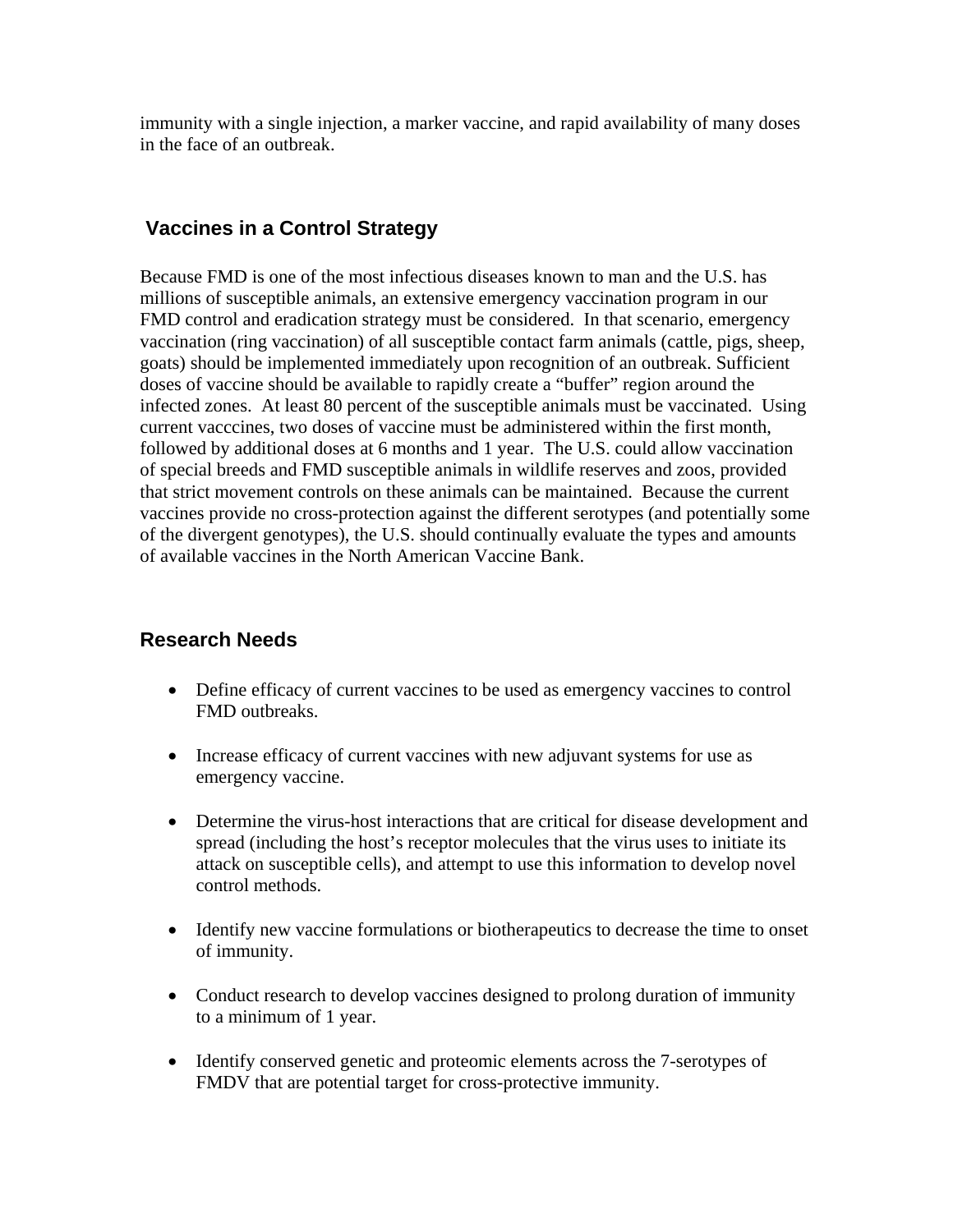immunity with a single injection, a marker vaccine, and rapid availability of many doses in the face of an outbreak.

## Vaccines in a Control Strategy

Because FMD is one of the most infectious diseases known to man and the U.S. has millions of susceptible animals, an extensive emergency vaccination program in our FMD control and eradication strategy must be considered. In that scenario, emergency vaccination (ring vaccination) of all susceptible contact farm animals (cattle, pigs, sheep, goats) should be implemented immediately upon recognition of an outbreak. Sufficient doses of vaccine should be available to rapidly create a "buffer" region around the infected zones. At least 80 percent of the susceptible animals must be vaccinated. Using current vacccines, two doses of vaccine must be administered within the first month, followed by additional doses at 6 months and 1 year. The U.S. could allow vaccination of special breeds and FMD susceptible animals in wildlife reserves and zoos, provided that strict movement controls on these animals can be maintained. Because the current vaccines provide no cross-protection against the different serotypes (and potentially some of the divergent genotypes), the U.S. should continually evaluate the types and amounts of available vaccines in the North American Vaccine Bank.

## Research Needs

- Define efficacy of current vaccines to be used as emergency vaccines to control FMD outbreaks.

- Increase efficacy of current vaccines with new adjuvant systems for use as emergency vaccine.

- Determine the virus-host interactions that are critical for disease development and spread (including the host's receptor molecules that the virus uses to initiate its attack on susceptible cells), and attempt to use this information to develop novel control methods.

- Identify new vaccine formulations or biotherapeutics to decrease the time to onset of immunity.

- Conduct research to develop vaccines designed to prolong duration of immunity to a minimum of 1 year.

- Identify conserved genetic and proteomic elements across the 7-serotypes of FMDV that are potential target for cross-protective immunity.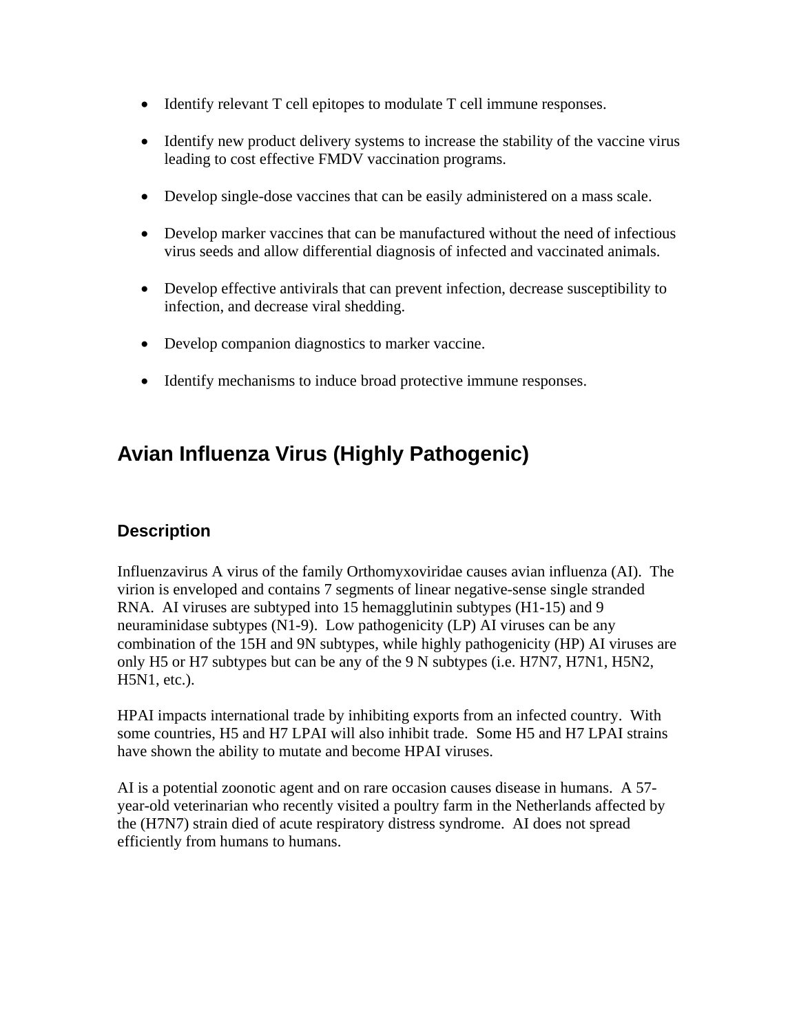- Identify relevant T cell epitopes to modulate T cell immune responses.

- Identify new product delivery systems to increase the stability of the vaccine virus leading to cost effective FMDV vaccination programs.

- Develop single-dose vaccines that can be easily administered on a mass scale.

- Develop marker vaccines that can be manufactured without the need of infectious virus seeds and allow differential diagnosis of infected and vaccinated animals.

- Develop effective antivirals that can prevent infection, decrease susceptibility to infection, and decrease viral shedding.

- Develop companion diagnostics to marker vaccine.

- Identify mechanisms to induce broad protective immune responses.

# Avian Influenza Virus (Highly Pathogenic)

## Description

Influenzavirus A virus of the family Orthomyxoviridae causes avian influenza (AI). The virion is enveloped and contains 7 segments of linear negative-sense single stranded RNA. AI viruses are subtyped into 15 hemagglutinin subtypes (H1-15) and 9 neuraminidase subtypes (N1-9). Low pathogenicity (LP) AI viruses can be any combination of the 15H and 9N subtypes, while highly pathogenicity (HP) AI viruses are only H5 or H7 subtypes but can be any of the 9 N subtypes (i.e. H7N7, H7N1, H5N2, H5N1, etc.).

HPAI impacts international trade by inhibiting exports from an infected country. With some countries, H5 and H7 LPAI will also inhibit trade. Some H5 and H7 LPAI strains have shown the ability to mutate and become HPAI viruses.

AI is a potential zoonotic agent and on rare occasion causes disease in humans. A 57-year-old veterinarian who recently visited a poultry farm in the Netherlands affected by the (H7N7) strain died of acute respiratory distress syndrome. AI does not spread efficiently from humans to humans.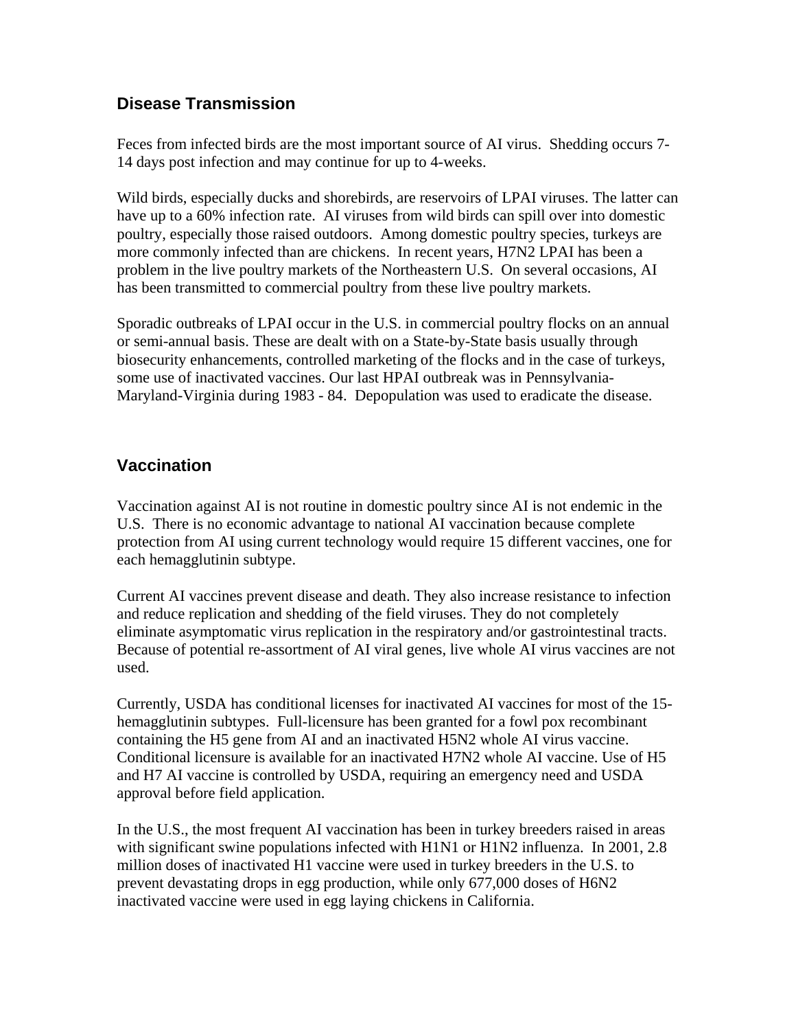## Disease Transmission

Feces from infected birds are the most important source of AI virus. Shedding occurs 7-14 days post infection and may continue for up to 4-weeks.

Wild birds, especially ducks and shorebirds, are reservoirs of LPAI viruses. The latter can have up to a 60% infection rate. AI viruses from wild birds can spill over into domestic poultry, especially those raised outdoors. Among domestic poultry species, turkeys are more commonly infected than are chickens. In recent years, H7N2 LPAI has been a problem in the live poultry markets of the Northeastern U.S. On several occasions, AI has been transmitted to commercial poultry from these live poultry markets.

Sporadic outbreaks of LPAI occur in the U.S. in commercial poultry flocks on an annual or semi-annual basis. These are dealt with on a State-by-State basis usually through biosecurity enhancements, controlled marketing of the flocks and in the case of turkeys, some use of inactivated vaccines. Our last HPAI outbreak was in Pennsylvania-Maryland-Virginia during 1983 - 84. Depopulation was used to eradicate the disease.

## Vaccination

Vaccination against AI is not routine in domestic poultry since AI is not endemic in the U.S. There is no economic advantage to national AI vaccination because complete protection from AI using current technology would require 15 different vaccines, one for each hemagglutinin subtype.

Current AI vaccines prevent disease and death. They also increase resistance to infection and reduce replication and shedding of the field viruses. They do not completely eliminate asymptomatic virus replication in the respiratory and/or gastrointestinal tracts. Because of potential re-assortment of AI viral genes, live whole AI virus vaccines are not used.

Currently, USDA has conditional licenses for inactivated AI vaccines for most of the 15-hemagglutinin subtypes. Full-licensure has been granted for a fowl pox recombinant containing the H5 gene from AI and an inactivated H5N2 whole AI virus vaccine. Conditional licensure is available for an inactivated H7N2 whole AI vaccine. Use of H5 and H7 AI vaccine is controlled by USDA, requiring an emergency need and USDA approval before field application.

In the U.S., the most frequent AI vaccination has been in turkey breeders raised in areas with significant swine populations infected with H1N1 or H1N2 influenza. In 2001, 2.8 million doses of inactivated H1 vaccine were used in turkey breeders in the U.S. to prevent devastating drops in egg production, while only 677,000 doses of H6N2 inactivated vaccine were used in egg laying chickens in California.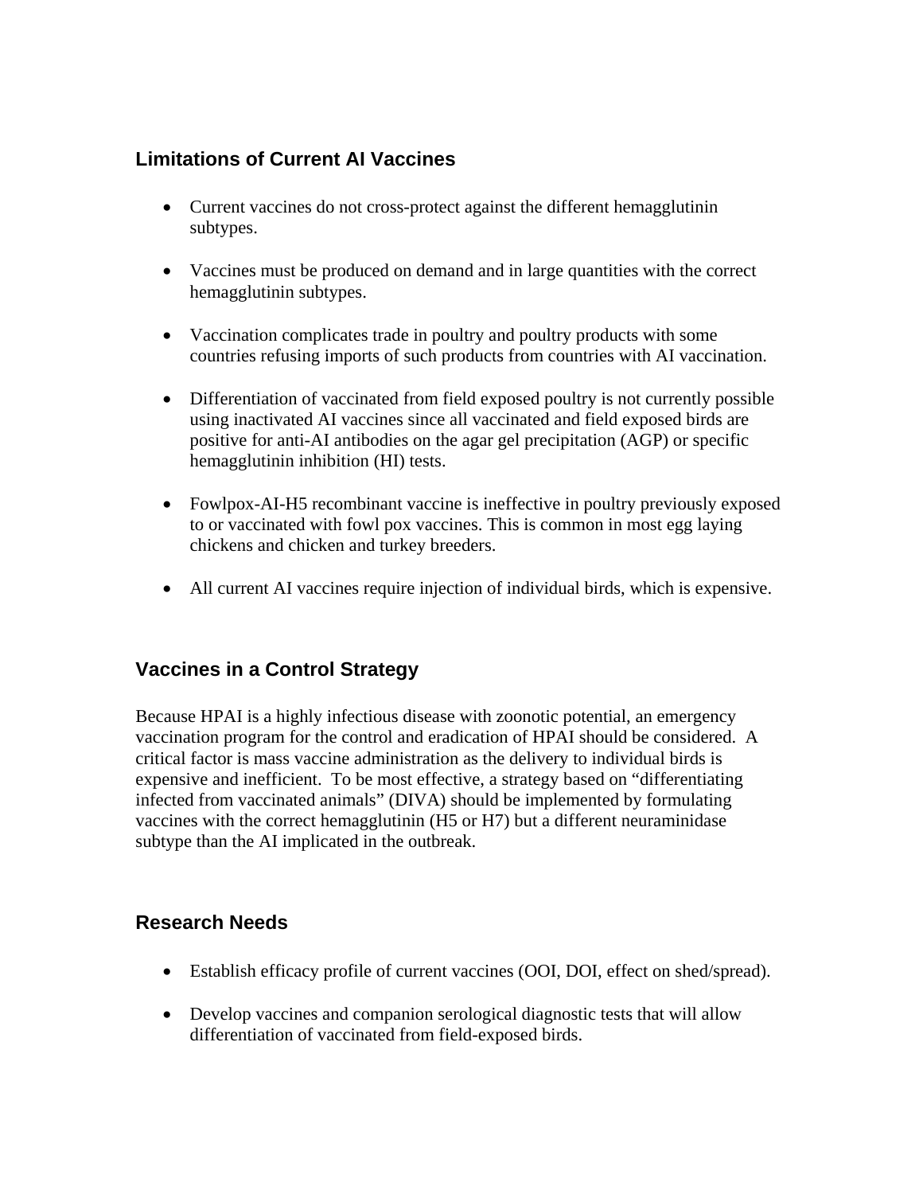## Limitations of Current AI Vaccines

- Current vaccines do not cross-protect against the different hemagglutinin subtypes.
- Vaccines must be produced on demand and in large quantities with the correct hemagglutinin subtypes.
- Vaccination complicates trade in poultry and poultry products with some countries refusing imports of such products from countries with AI vaccination.
- Differentiation of vaccinated from field exposed poultry is not currently possible using inactivated AI vaccines since all vaccinated and field exposed birds are positive for anti-AI antibodies on the agar gel precipitation (AGP) or specific hemagglutinin inhibition (HI) tests.
- Fowlpox-AI-H5 recombinant vaccine is ineffective in poultry previously exposed to or vaccinated with fowl pox vaccines. This is common in most egg laying chickens and chicken and turkey breeders.
- All current AI vaccines require injection of individual birds, which is expensive.

## Vaccines in a Control Strategy

Because HPAI is a highly infectious disease with zoonotic potential, an emergency vaccination program for the control and eradication of HPAI should be considered. A critical factor is mass vaccine administration as the delivery to individual birds is expensive and inefficient. To be most effective, a strategy based on "differentiating infected from vaccinated animals" (DIVA) should be implemented by formulating vaccines with the correct hemagglutinin (H5 or H7) but a different neuraminidase subtype than the AI implicated in the outbreak.

## Research Needs

- Establish efficacy profile of current vaccines (OOI, DOI, effect on shed/spread).
- Develop vaccines and companion serological diagnostic tests that will allow differentiation of vaccinated from field-exposed birds.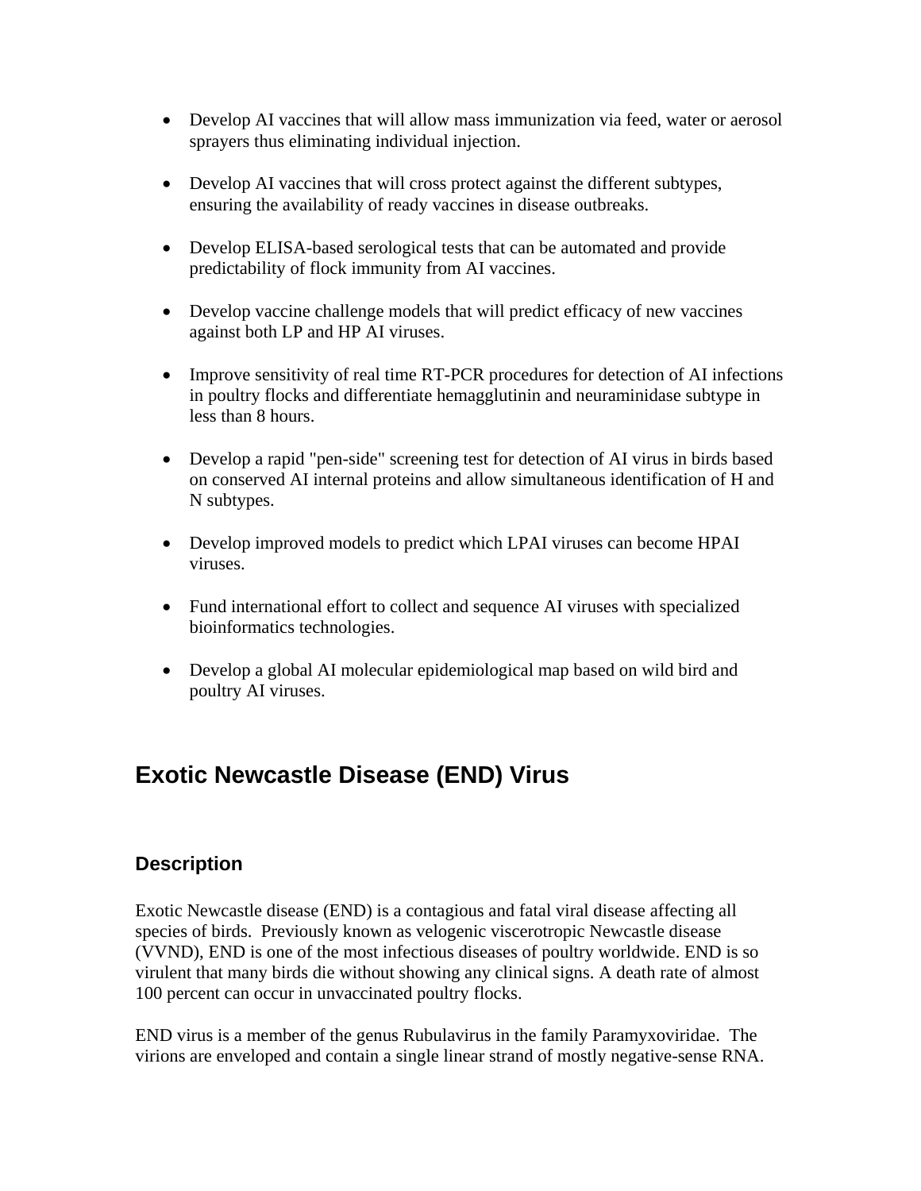- Develop AI vaccines that will allow mass immunization via feed, water or aerosol sprayers thus eliminating individual injection.

- Develop AI vaccines that will cross protect against the different subtypes, ensuring the availability of ready vaccines in disease outbreaks.

- Develop ELISA-based serological tests that can be automated and provide predictability of flock immunity from AI vaccines.

- Develop vaccine challenge models that will predict efficacy of new vaccines against both LP and HP AI viruses.

- Improve sensitivity of real time RT-PCR procedures for detection of AI infections in poultry flocks and differentiate hemagglutinin and neuraminidase subtype in less than 8 hours.

- Develop a rapid "pen-side" screening test for detection of AI virus in birds based on conserved AI internal proteins and allow simultaneous identification of H and N subtypes.

- Develop improved models to predict which LPAI viruses can become HPAI viruses.

- Fund international effort to collect and sequence AI viruses with specialized bioinformatics technologies.

- Develop a global AI molecular epidemiological map based on wild bird and poultry AI viruses.

## Exotic Newcastle Disease (END) Virus

### Description

Exotic Newcastle disease (END) is a contagious and fatal viral disease affecting all species of birds. Previously known as velogenic viscerotropic Newcastle disease (VVND), END is one of the most infectious diseases of poultry worldwide. END is so virulent that many birds die without showing any clinical signs. A death rate of almost 100 percent can occur in unvaccinated poultry flocks.

END virus is a member of the genus Rubulavirus in the family Paramyxoviridae. The virions are enveloped and contain a single linear strand of mostly negative-sense RNA.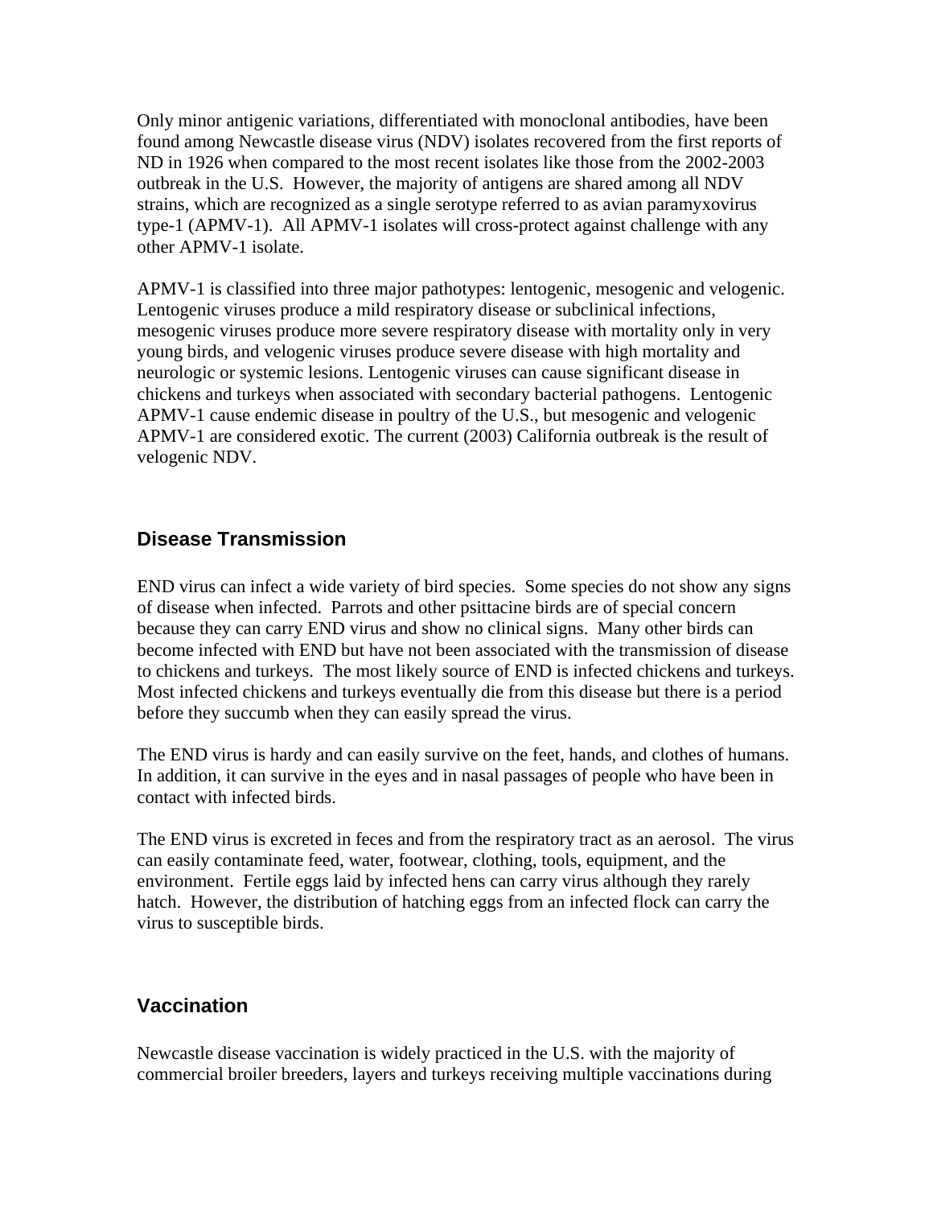Only minor antigenic variations, differentiated with monoclonal antibodies, have been found among Newcastle disease virus (NDV) isolates recovered from the first reports of ND in 1926 when compared to the most recent isolates like those from the 2002-2003 outbreak in the U.S. However, the majority of antigens are shared among all NDV strains, which are recognized as a single serotype referred to as avian paramyxovirus type-1 (APMV-1). All APMV-1 isolates will cross-protect against challenge with any other APMV-1 isolate.

APMV-1 is classified into three major pathotypes: lentogenic, mesogenic and velogenic. Lentogenic viruses produce a mild respiratory disease or subclinical infections, mesogenic viruses produce more severe respiratory disease with mortality only in very young birds, and velogenic viruses produce severe disease with high mortality and neurologic or systemic lesions. Lentogenic viruses can cause significant disease in chickens and turkeys when associated with secondary bacterial pathogens. Lentogenic APMV-1 cause endemic disease in poultry of the U.S., but mesogenic and velogenic APMV-1 are considered exotic. The current (2003) California outbreak is the result of velogenic NDV.

## Disease Transmission

END virus can infect a wide variety of bird species. Some species do not show any signs of disease when infected. Parrots and other psittacine birds are of special concern because they can carry END virus and show no clinical signs. Many other birds can become infected with END but have not been associated with the transmission of disease to chickens and turkeys. The most likely source of END is infected chickens and turkeys. Most infected chickens and turkeys eventually die from this disease but there is a period before they succumb when they can easily spread the virus.

The END virus is hardy and can easily survive on the feet, hands, and clothes of humans. In addition, it can survive in the eyes and in nasal passages of people who have been in contact with infected birds.

The END virus is excreted in feces and from the respiratory tract as an aerosol. The virus can easily contaminate feed, water, footwear, clothing, tools, equipment, and the environment. Fertile eggs laid by infected hens can carry virus although they rarely hatch. However, the distribution of hatching eggs from an infected flock can carry the virus to susceptible birds.

## Vaccination

Newcastle disease vaccination is widely practiced in the U.S. with the majority of commercial broiler breeders, layers and turkeys receiving multiple vaccinations during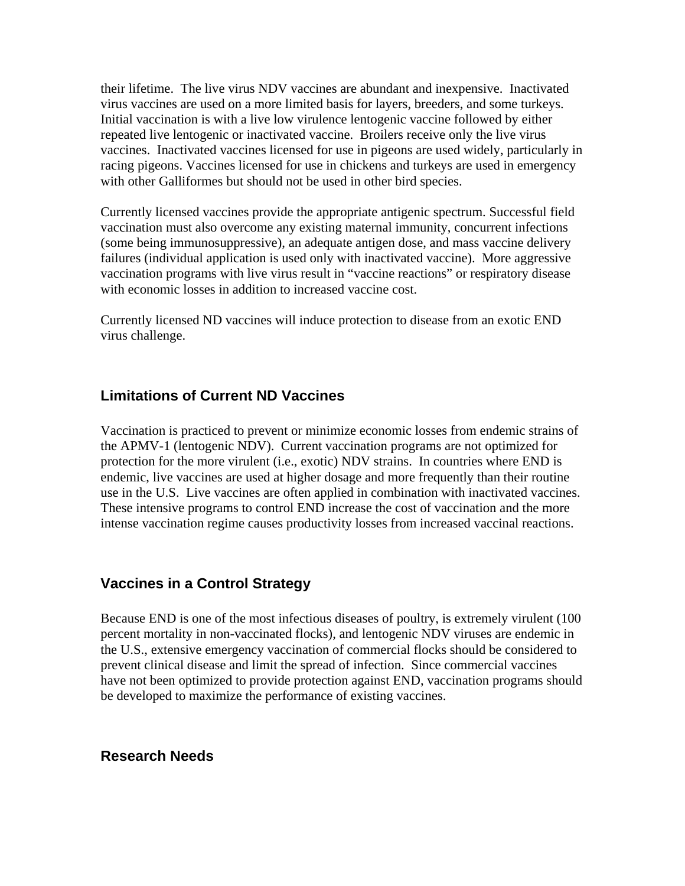their lifetime. The live virus NDV vaccines are abundant and inexpensive. Inactivated virus vaccines are used on a more limited basis for layers, breeders, and some turkeys. Initial vaccination is with a live low virulence lentogenic vaccine followed by either repeated live lentogenic or inactivated vaccine. Broilers receive only the live virus vaccines. Inactivated vaccines licensed for use in pigeons are used widely, particularly in racing pigeons. Vaccines licensed for use in chickens and turkeys are used in emergency with other Galliformes but should not be used in other bird species.

Currently licensed vaccines provide the appropriate antigenic spectrum. Successful field vaccination must also overcome any existing maternal immunity, concurrent infections (some being immunosuppressive), an adequate antigen dose, and mass vaccine delivery failures (individual application is used only with inactivated vaccine). More aggressive vaccination programs with live virus result in "vaccine reactions" or respiratory disease with economic losses in addition to increased vaccine cost.

Currently licensed ND vaccines will induce protection to disease from an exotic END virus challenge.

## Limitations of Current ND Vaccines

Vaccination is practiced to prevent or minimize economic losses from endemic strains of the APMV-1 (lentogenic NDV). Current vaccination programs are not optimized for protection for the more virulent (i.e., exotic) NDV strains. In countries where END is endemic, live vaccines are used at higher dosage and more frequently than their routine use in the U.S. Live vaccines are often applied in combination with inactivated vaccines. These intensive programs to control END increase the cost of vaccination and the more intense vaccination regime causes productivity losses from increased vaccinal reactions.

## Vaccines in a Control Strategy

Because END is one of the most infectious diseases of poultry, is extremely virulent (100 percent mortality in non-vaccinated flocks), and lentogenic NDV viruses are endemic in the U.S., extensive emergency vaccination of commercial flocks should be considered to prevent clinical disease and limit the spread of infection. Since commercial vaccines have not been optimized to provide protection against END, vaccination programs should be developed to maximize the performance of existing vaccines.

## Research Needs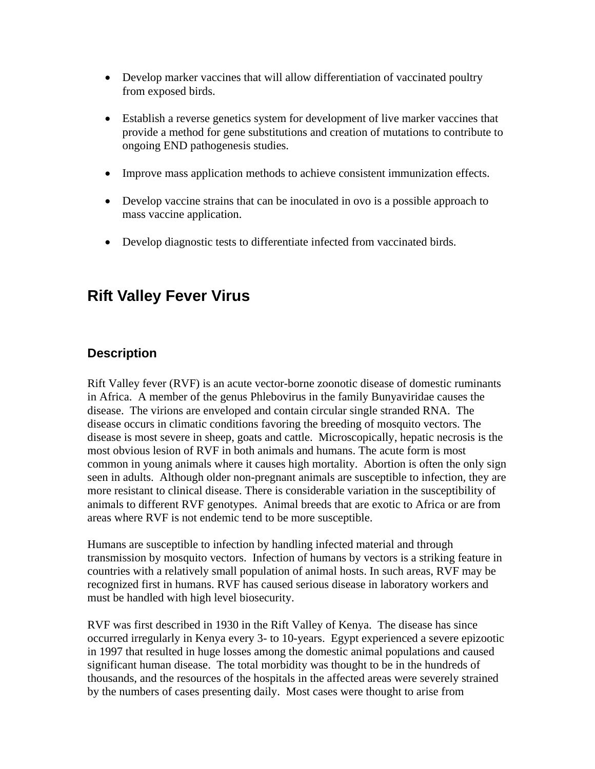- Develop marker vaccines that will allow differentiation of vaccinated poultry from exposed birds.

- Establish a reverse genetics system for development of live marker vaccines that provide a method for gene substitutions and creation of mutations to contribute to ongoing END pathogenesis studies.

- Improve mass application methods to achieve consistent immunization effects.

- Develop vaccine strains that can be inoculated in ovo is a possible approach to mass vaccine application.

- Develop diagnostic tests to differentiate infected from vaccinated birds.

## Rift Valley Fever Virus

### Description

Rift Valley fever (RVF) is an acute vector-borne zoonotic disease of domestic ruminants in Africa. A member of the genus Phlebovirus in the family Bunyaviridae causes the disease. The virions are enveloped and contain circular single stranded RNA. The disease occurs in climatic conditions favoring the breeding of mosquito vectors. The disease is most severe in sheep, goats and cattle. Microscopically, hepatic necrosis is the most obvious lesion of RVF in both animals and humans. The acute form is most common in young animals where it causes high mortality. Abortion is often the only sign seen in adults. Although older non-pregnant animals are susceptible to infection, they are more resistant to clinical disease. There is considerable variation in the susceptibility of animals to different RVF genotypes. Animal breeds that are exotic to Africa or are from areas where RVF is not endemic tend to be more susceptible.

Humans are susceptible to infection by handling infected material and through transmission by mosquito vectors. Infection of humans by vectors is a striking feature in countries with a relatively small population of animal hosts. In such areas, RVF may be recognized first in humans. RVF has caused serious disease in laboratory workers and must be handled with high level biosecurity.

RVF was first described in 1930 in the Rift Valley of Kenya. The disease has since occurred irregularly in Kenya every 3- to 10-years. Egypt experienced a severe epizootic in 1997 that resulted in huge losses among the domestic animal populations and caused significant human disease. The total morbidity was thought to be in the hundreds of thousands, and the resources of the hospitals in the affected areas were severely strained by the numbers of cases presenting daily. Most cases were thought to arise from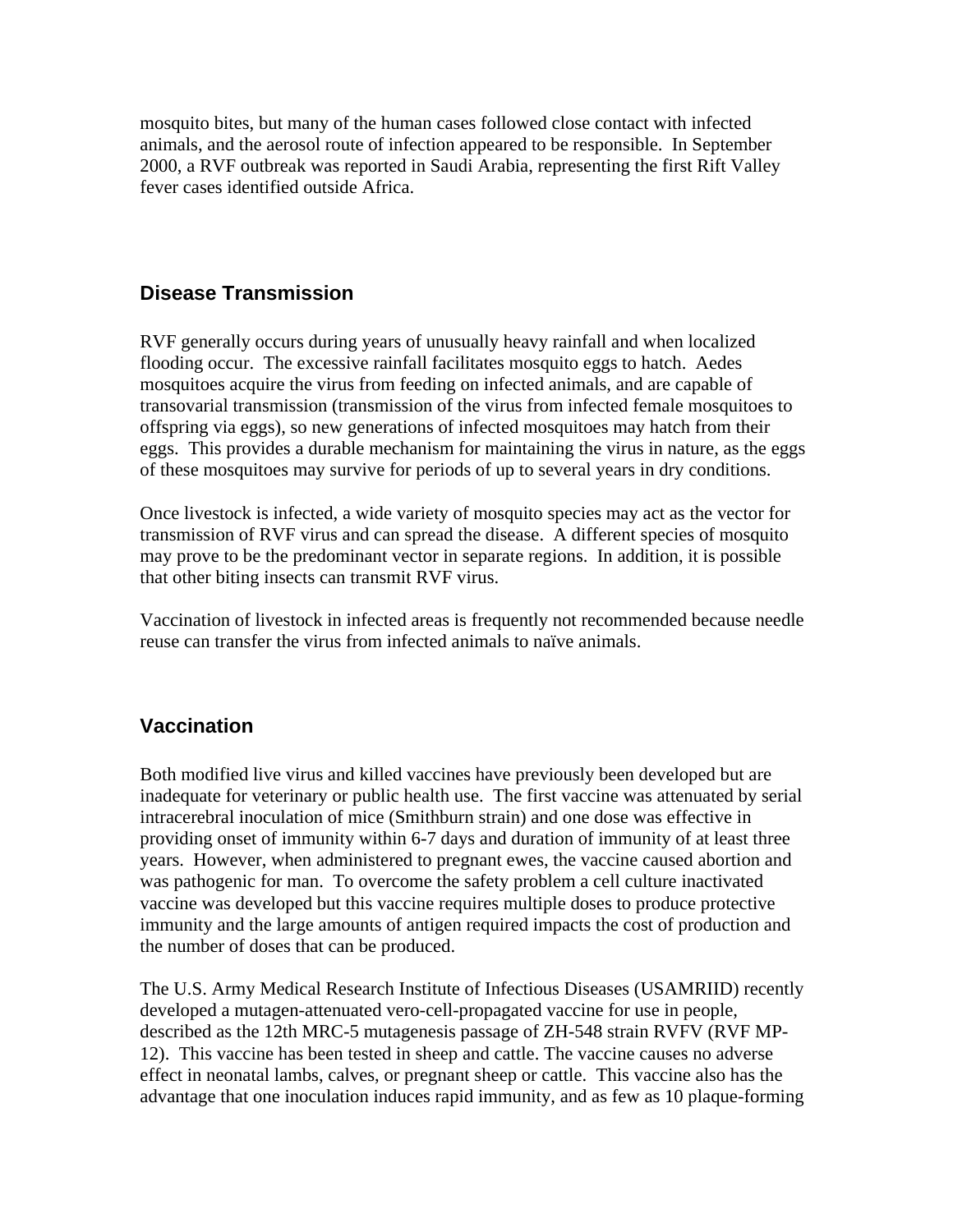mosquito bites, but many of the human cases followed close contact with infected animals, and the aerosol route of infection appeared to be responsible. In September 2000, a RVF outbreak was reported in Saudi Arabia, representing the first Rift Valley fever cases identified outside Africa.

## Disease Transmission

RVF generally occurs during years of unusually heavy rainfall and when localized flooding occur. The excessive rainfall facilitates mosquito eggs to hatch. Aedes mosquitoes acquire the virus from feeding on infected animals, and are capable of transovarial transmission (transmission of the virus from infected female mosquitoes to offspring via eggs), so new generations of infected mosquitoes may hatch from their eggs. This provides a durable mechanism for maintaining the virus in nature, as the eggs of these mosquitoes may survive for periods of up to several years in dry conditions.

Once livestock is infected, a wide variety of mosquito species may act as the vector for transmission of RVF virus and can spread the disease. A different species of mosquito may prove to be the predominant vector in separate regions. In addition, it is possible that other biting insects can transmit RVF virus.

Vaccination of livestock in infected areas is frequently not recommended because needle reuse can transfer the virus from infected animals to naïve animals.

## Vaccination

Both modified live virus and killed vaccines have previously been developed but are inadequate for veterinary or public health use. The first vaccine was attenuated by serial intracerebral inoculation of mice (Smithburn strain) and one dose was effective in providing onset of immunity within 6-7 days and duration of immunity of at least three years. However, when administered to pregnant ewes, the vaccine caused abortion and was pathogenic for man. To overcome the safety problem a cell culture inactivated vaccine was developed but this vaccine requires multiple doses to produce protective immunity and the large amounts of antigen required impacts the cost of production and the number of doses that can be produced.

The U.S. Army Medical Research Institute of Infectious Diseases (USAMRIID) recently developed a mutagen-attenuated vero-cell-propagated vaccine for use in people, described as the 12th MRC-5 mutagenesis passage of ZH-548 strain RVFV (RVF MP-12). This vaccine has been tested in sheep and cattle. The vaccine causes no adverse effect in neonatal lambs, calves, or pregnant sheep or cattle. This vaccine also has the advantage that one inoculation induces rapid immunity, and as few as 10 plaque-forming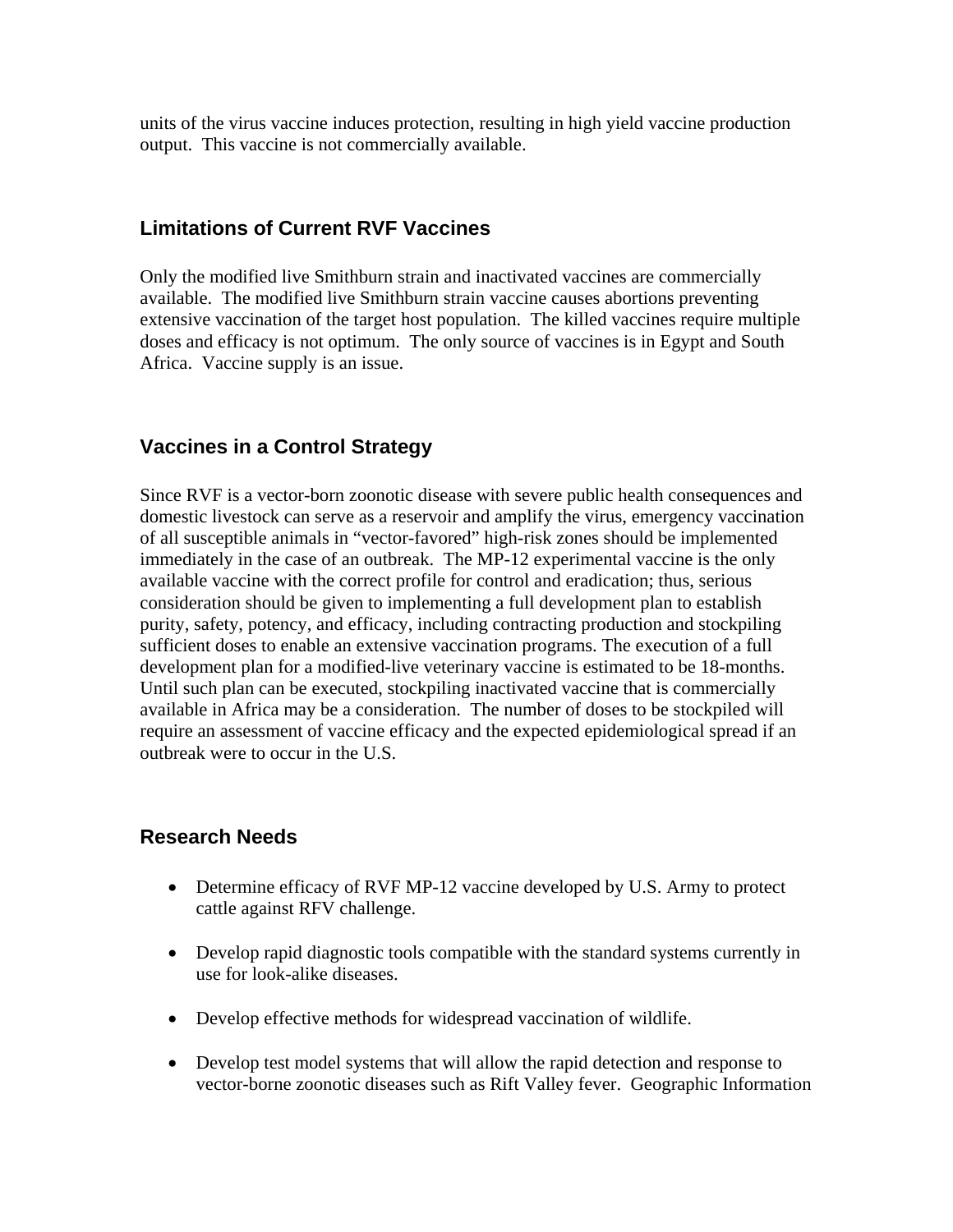units of the virus vaccine induces protection, resulting in high yield vaccine production output. This vaccine is not commercially available.

## Limitations of Current RVF Vaccines

Only the modified live Smithburn strain and inactivated vaccines are commercially available. The modified live Smithburn strain vaccine causes abortions preventing extensive vaccination of the target host population. The killed vaccines require multiple doses and efficacy is not optimum. The only source of vaccines is in Egypt and South Africa. Vaccine supply is an issue.

## Vaccines in a Control Strategy

Since RVF is a vector-born zoonotic disease with severe public health consequences and domestic livestock can serve as a reservoir and amplify the virus, emergency vaccination of all susceptible animals in "vector-favored" high-risk zones should be implemented immediately in the case of an outbreak. The MP-12 experimental vaccine is the only available vaccine with the correct profile for control and eradication; thus, serious consideration should be given to implementing a full development plan to establish purity, safety, potency, and efficacy, including contracting production and stockpiling sufficient doses to enable an extensive vaccination programs. The execution of a full development plan for a modified-live veterinary vaccine is estimated to be 18-months. Until such plan can be executed, stockpiling inactivated vaccine that is commercially available in Africa may be a consideration. The number of doses to be stockpiled will require an assessment of vaccine efficacy and the expected epidemiological spread if an outbreak were to occur in the U.S.

## Research Needs

- Determine efficacy of RVF MP-12 vaccine developed by U.S. Army to protect cattle against RFV challenge.
- Develop rapid diagnostic tools compatible with the standard systems currently in use for look-alike diseases.
- Develop effective methods for widespread vaccination of wildlife.
- Develop test model systems that will allow the rapid detection and response to vector-borne zoonotic diseases such as Rift Valley fever. Geographic Information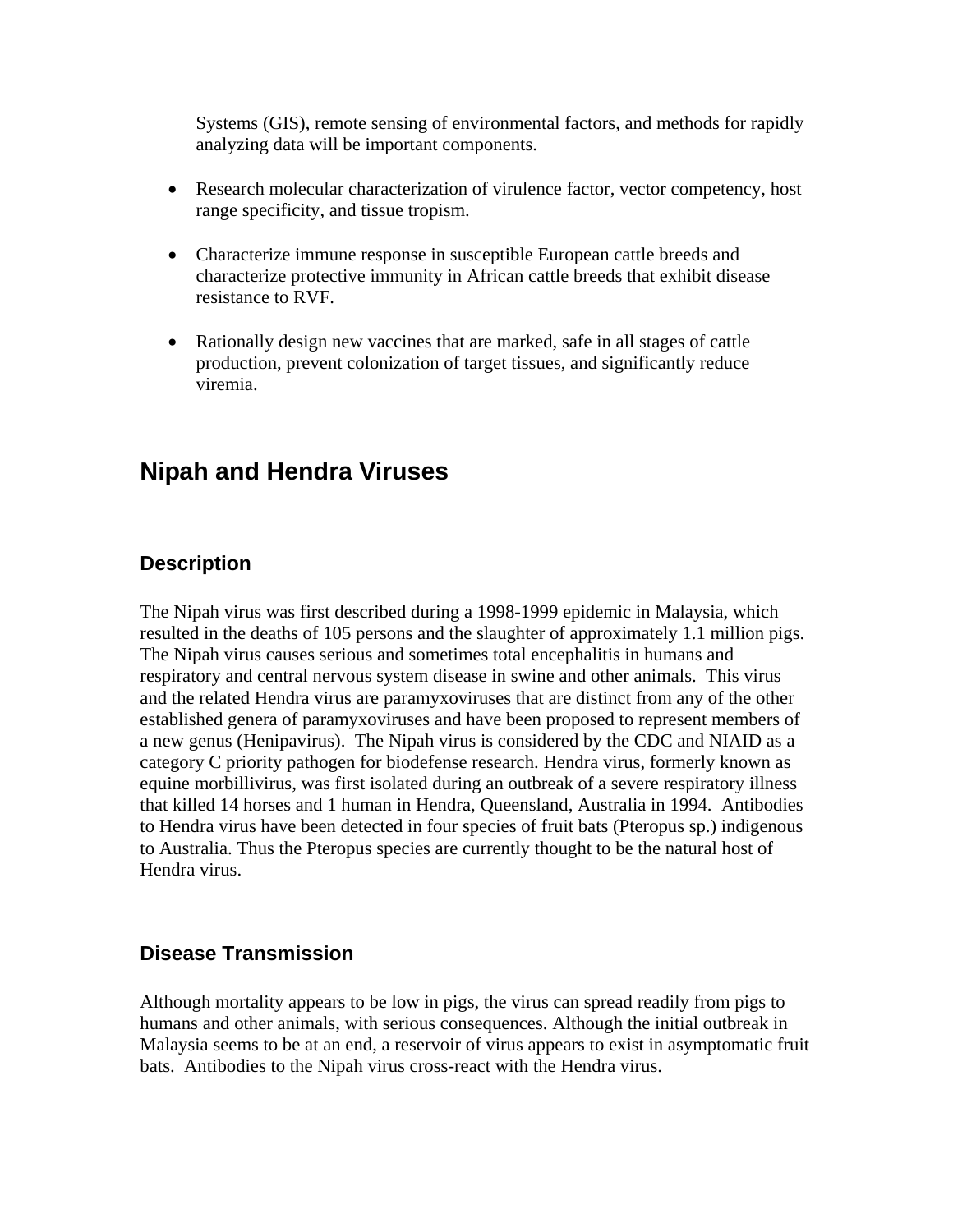Systems (GIS), remote sensing of environmental factors, and methods for rapidly analyzing data will be important components.

- Research molecular characterization of virulence factor, vector competency, host range specificity, and tissue tropism.

- Characterize immune response in susceptible European cattle breeds and characterize protective immunity in African cattle breeds that exhibit disease resistance to RVF.

- Rationally design new vaccines that are marked, safe in all stages of cattle production, prevent colonization of target tissues, and significantly reduce viremia.

# Nipah and Hendra Viruses

## Description

The Nipah virus was first described during a 1998-1999 epidemic in Malaysia, which resulted in the deaths of 105 persons and the slaughter of approximately 1.1 million pigs. The Nipah virus causes serious and sometimes total encephalitis in humans and respiratory and central nervous system disease in swine and other animals. This virus and the related Hendra virus are paramyxoviruses that are distinct from any of the other established genera of paramyxoviruses and have been proposed to represent members of a new genus (Henipavirus). The Nipah virus is considered by the CDC and NIAID as a category C priority pathogen for biodefense research. Hendra virus, formerly known as equine morbillivirus, was first isolated during an outbreak of a severe respiratory illness that killed 14 horses and 1 human in Hendra, Queensland, Australia in 1994. Antibodies to Hendra virus have been detected in four species of fruit bats (Pteropus sp.) indigenous to Australia. Thus the Pteropus species are currently thought to be the natural host of Hendra virus.

## Disease Transmission

Although mortality appears to be low in pigs, the virus can spread readily from pigs to humans and other animals, with serious consequences. Although the initial outbreak in Malaysia seems to be at an end, a reservoir of virus appears to exist in asymptomatic fruit bats. Antibodies to the Nipah virus cross-react with the Hendra virus.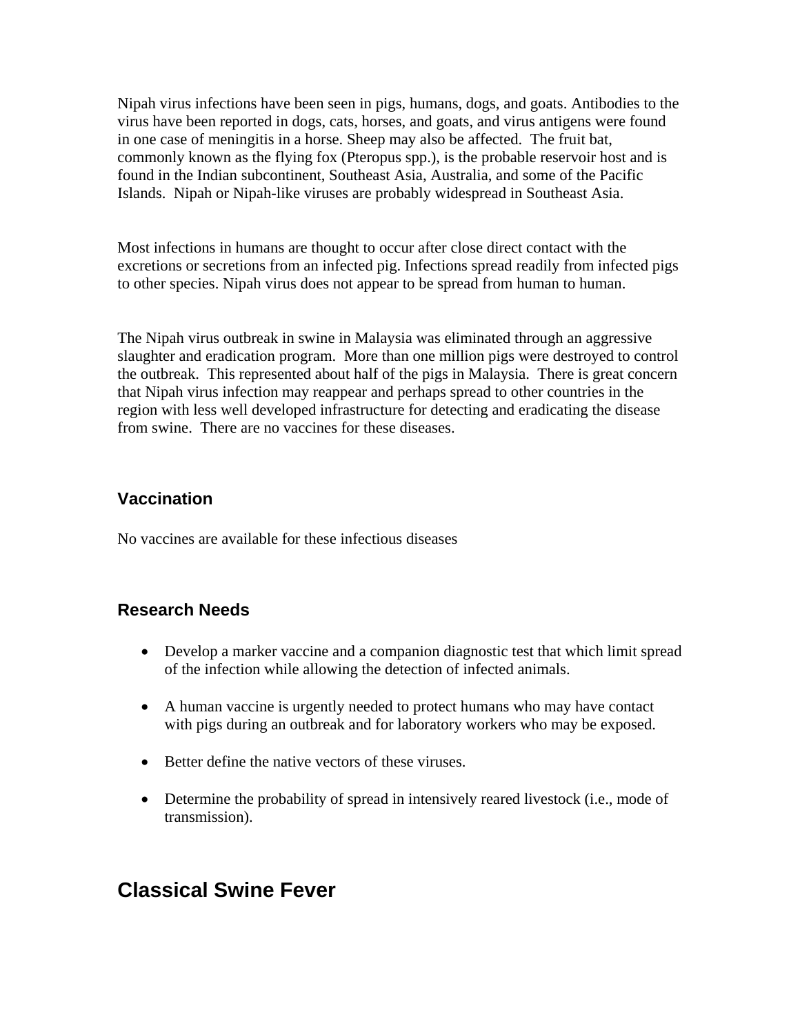Nipah virus infections have been seen in pigs, humans, dogs, and goats. Antibodies to the virus have been reported in dogs, cats, horses, and goats, and virus antigens were found in one case of meningitis in a horse. Sheep may also be affected. The fruit bat, commonly known as the flying fox (Pteropus spp.), is the probable reservoir host and is found in the Indian subcontinent, Southeast Asia, Australia, and some of the Pacific Islands. Nipah or Nipah-like viruses are probably widespread in Southeast Asia.

Most infections in humans are thought to occur after close direct contact with the excretions or secretions from an infected pig. Infections spread readily from infected pigs to other species. Nipah virus does not appear to be spread from human to human.

The Nipah virus outbreak in swine in Malaysia was eliminated through an aggressive slaughter and eradication program. More than one million pigs were destroyed to control the outbreak. This represented about half of the pigs in Malaysia. There is great concern that Nipah virus infection may reappear and perhaps spread to other countries in the region with less well developed infrastructure for detecting and eradicating the disease from swine. There are no vaccines for these diseases.

### Vaccination

No vaccines are available for these infectious diseases

### Research Needs

- Develop a marker vaccine and a companion diagnostic test that which limit spread of the infection while allowing the detection of infected animals.
- A human vaccine is urgently needed to protect humans who may have contact with pigs during an outbreak and for laboratory workers who may be exposed.
- Better define the native vectors of these viruses.
- Determine the probability of spread in intensively reared livestock (i.e., mode of transmission).

## Classical Swine Fever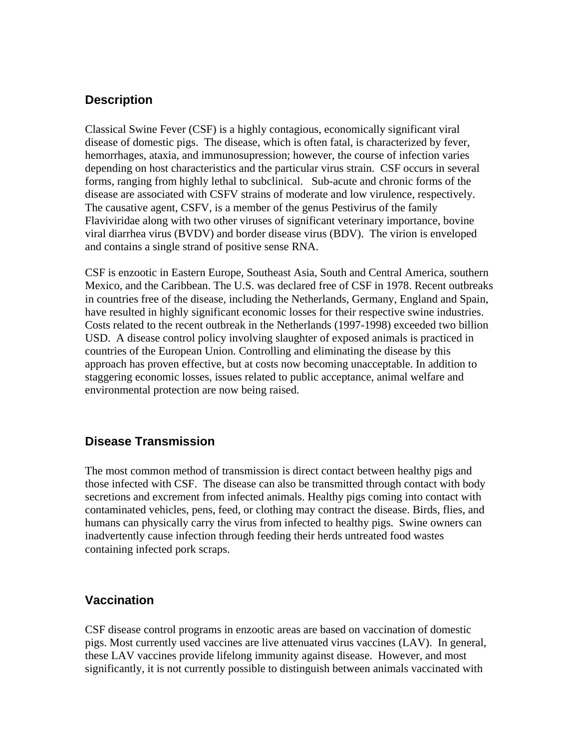## Description

Classical Swine Fever (CSF) is a highly contagious, economically significant viral disease of domestic pigs. The disease, which is often fatal, is characterized by fever, hemorrhages, ataxia, and immunosupression; however, the course of infection varies depending on host characteristics and the particular virus strain. CSF occurs in several forms, ranging from highly lethal to subclinical. Sub-acute and chronic forms of the disease are associated with CSFV strains of moderate and low virulence, respectively. The causative agent, CSFV, is a member of the genus Pestivirus of the family Flaviviridae along with two other viruses of significant veterinary importance, bovine viral diarrhea virus (BVDV) and border disease virus (BDV). The virion is enveloped and contains a single strand of positive sense RNA.

CSF is enzootic in Eastern Europe, Southeast Asia, South and Central America, southern Mexico, and the Caribbean. The U.S. was declared free of CSF in 1978. Recent outbreaks in countries free of the disease, including the Netherlands, Germany, England and Spain, have resulted in highly significant economic losses for their respective swine industries. Costs related to the recent outbreak in the Netherlands (1997-1998) exceeded two billion USD. A disease control policy involving slaughter of exposed animals is practiced in countries of the European Union. Controlling and eliminating the disease by this approach has proven effective, but at costs now becoming unacceptable. In addition to staggering economic losses, issues related to public acceptance, animal welfare and environmental protection are now being raised.

## Disease Transmission

The most common method of transmission is direct contact between healthy pigs and those infected with CSF. The disease can also be transmitted through contact with body secretions and excrement from infected animals. Healthy pigs coming into contact with contaminated vehicles, pens, feed, or clothing may contract the disease. Birds, flies, and humans can physically carry the virus from infected to healthy pigs. Swine owners can inadvertently cause infection through feeding their herds untreated food wastes containing infected pork scraps.

## Vaccination

CSF disease control programs in enzootic areas are based on vaccination of domestic pigs. Most currently used vaccines are live attenuated virus vaccines (LAV). In general, these LAV vaccines provide lifelong immunity against disease. However, and most significantly, it is not currently possible to distinguish between animals vaccinated with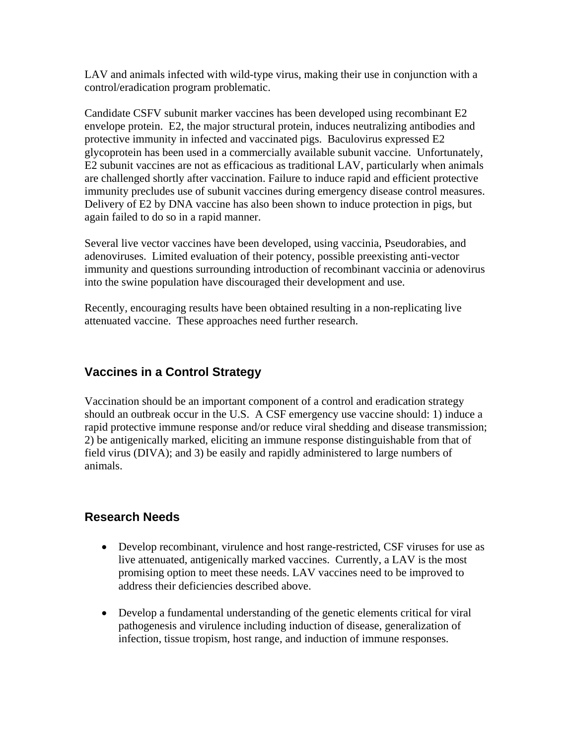LAV and animals infected with wild-type virus, making their use in conjunction with a control/eradication program problematic.

Candidate CSFV subunit marker vaccines has been developed using recombinant E2 envelope protein. E2, the major structural protein, induces neutralizing antibodies and protective immunity in infected and vaccinated pigs. Baculovirus expressed E2 glycoprotein has been used in a commercially available subunit vaccine. Unfortunately, E2 subunit vaccines are not as efficacious as traditional LAV, particularly when animals are challenged shortly after vaccination. Failure to induce rapid and efficient protective immunity precludes use of subunit vaccines during emergency disease control measures. Delivery of E2 by DNA vaccine has also been shown to induce protection in pigs, but again failed to do so in a rapid manner.

Several live vector vaccines have been developed, using vaccinia, Pseudorabies, and adenoviruses. Limited evaluation of their potency, possible preexisting anti-vector immunity and questions surrounding introduction of recombinant vaccinia or adenovirus into the swine population have discouraged their development and use.

Recently, encouraging results have been obtained resulting in a non-replicating live attenuated vaccine. These approaches need further research.

## Vaccines in a Control Strategy

Vaccination should be an important component of a control and eradication strategy should an outbreak occur in the U.S. A CSF emergency use vaccine should: 1) induce a rapid protective immune response and/or reduce viral shedding and disease transmission; 2) be antigenically marked, eliciting an immune response distinguishable from that of field virus (DIVA); and 3) be easily and rapidly administered to large numbers of animals.

## Research Needs

- Develop recombinant, virulence and host range-restricted, CSF viruses for use as live attenuated, antigenically marked vaccines. Currently, a LAV is the most promising option to meet these needs. LAV vaccines need to be improved to address their deficiencies described above.

- Develop a fundamental understanding of the genetic elements critical for viral pathogenesis and virulence including induction of disease, generalization of infection, tissue tropism, host range, and induction of immune responses.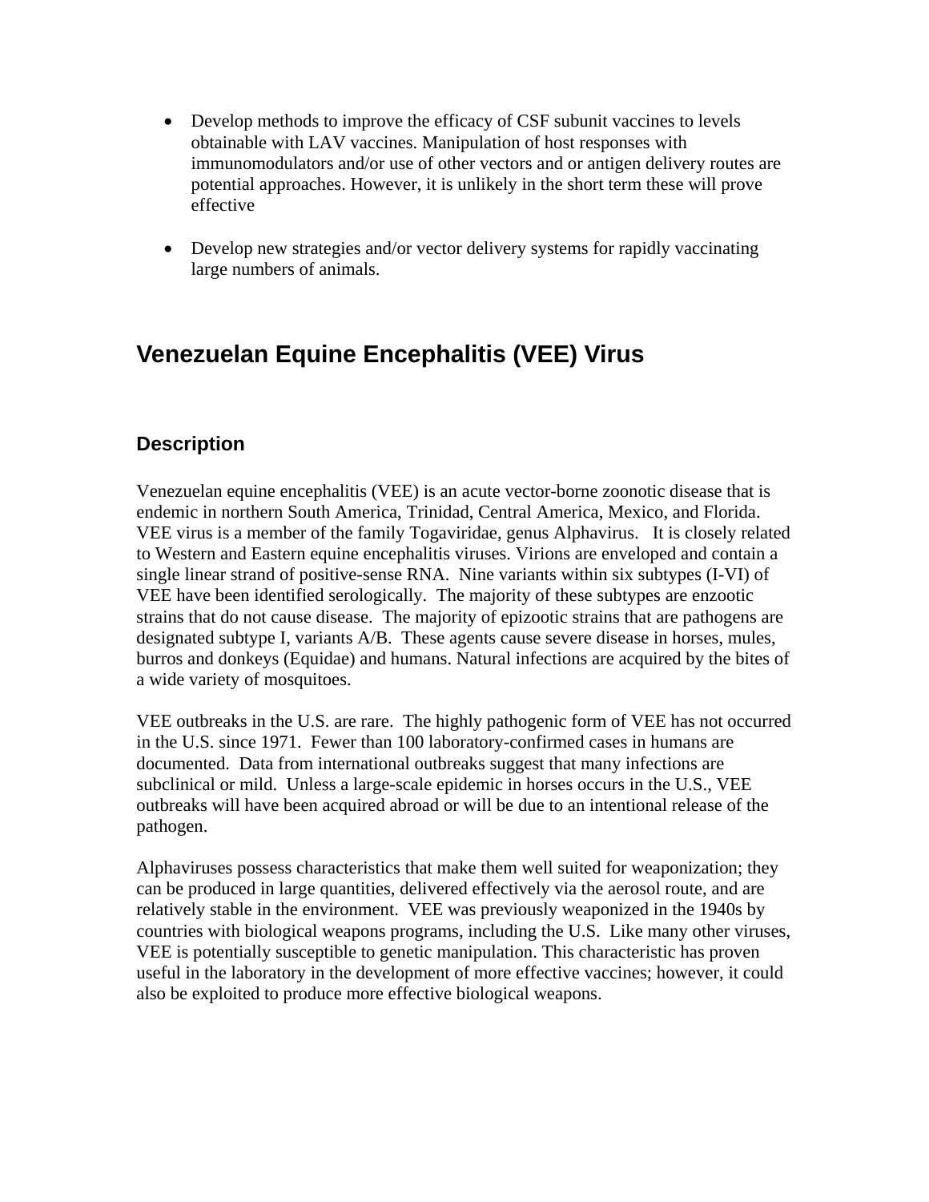- Develop methods to improve the efficacy of CSF subunit vaccines to levels obtainable with LAV vaccines. Manipulation of host responses with immunomodulators and/or use of other vectors and or antigen delivery routes are potential approaches. However, it is unlikely in the short term these will prove effective

- Develop new strategies and/or vector delivery systems for rapidly vaccinating large numbers of animals.

## Venezuelan Equine Encephalitis (VEE) Virus

### Description

Venezuelan equine encephalitis (VEE) is an acute vector-borne zoonotic disease that is endemic in northern South America, Trinidad, Central America, Mexico, and Florida. VEE virus is a member of the family Togaviridae, genus Alphavirus. It is closely related to Western and Eastern equine encephalitis viruses. Virions are enveloped and contain a single linear strand of positive-sense RNA. Nine variants within six subtypes (I-VI) of VEE have been identified serologically. The majority of these subtypes are enzootic strains that do not cause disease. The majority of epizootic strains that are pathogens are designated subtype I, variants A/B. These agents cause severe disease in horses, mules, burros and donkeys (Equidae) and humans. Natural infections are acquired by the bites of a wide variety of mosquitoes.

VEE outbreaks in the U.S. are rare. The highly pathogenic form of VEE has not occurred in the U.S. since 1971. Fewer than 100 laboratory-confirmed cases in humans are documented. Data from international outbreaks suggest that many infections are subclinical or mild. Unless a large-scale epidemic in horses occurs in the U.S., VEE outbreaks will have been acquired abroad or will be due to an intentional release of the pathogen.

Alphaviruses possess characteristics that make them well suited for weaponization; they can be produced in large quantities, delivered effectively via the aerosol route, and are relatively stable in the environment. VEE was previously weaponized in the 1940s by countries with biological weapons programs, including the U.S. Like many other viruses, VEE is potentially susceptible to genetic manipulation. This characteristic has proven useful in the laboratory in the development of more effective vaccines; however, it could also be exploited to produce more effective biological weapons.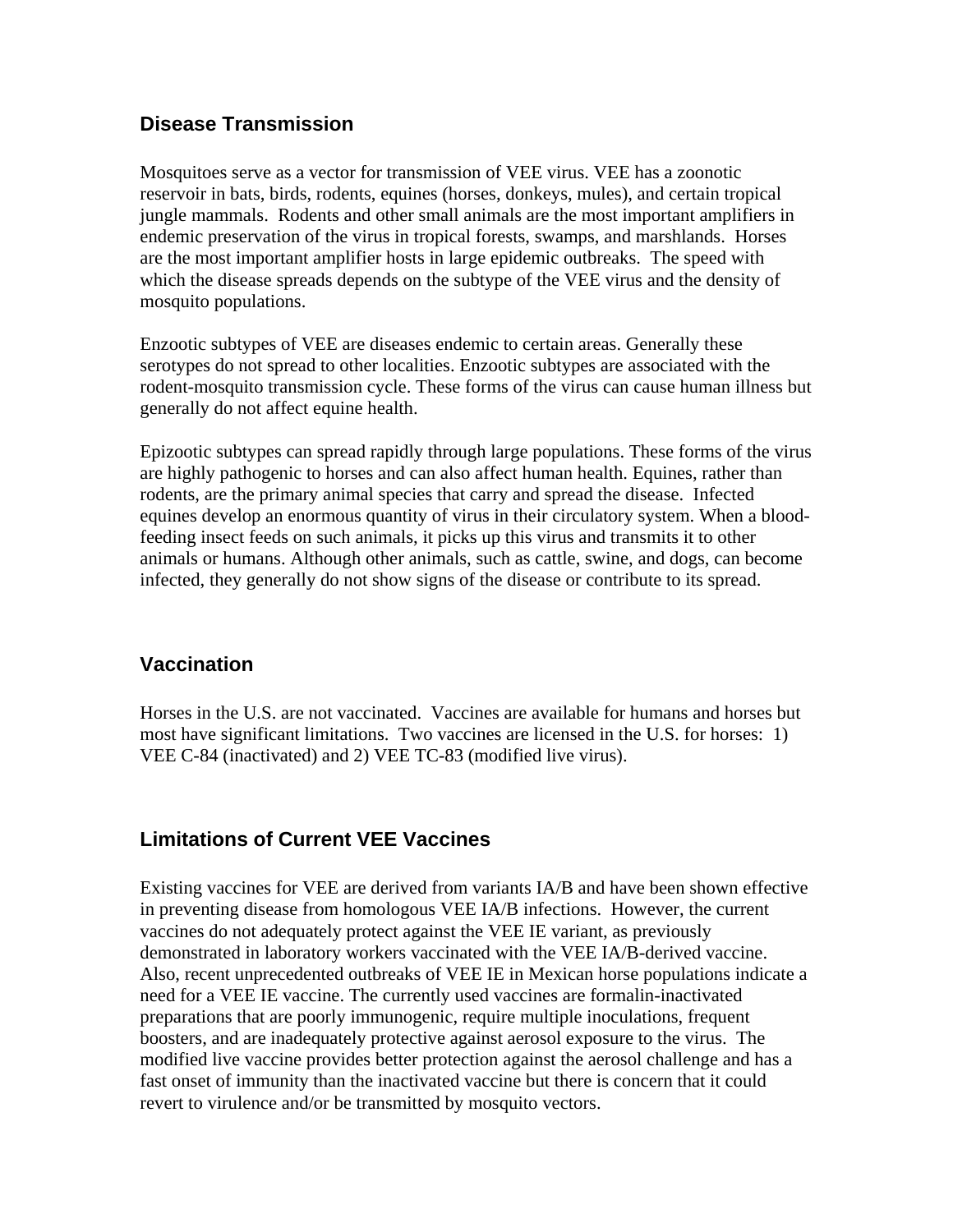## Disease Transmission

Mosquitoes serve as a vector for transmission of VEE virus. VEE has a zoonotic reservoir in bats, birds, rodents, equines (horses, donkeys, mules), and certain tropical jungle mammals. Rodents and other small animals are the most important amplifiers in endemic preservation of the virus in tropical forests, swamps, and marshlands. Horses are the most important amplifier hosts in large epidemic outbreaks. The speed with which the disease spreads depends on the subtype of the VEE virus and the density of mosquito populations.

Enzootic subtypes of VEE are diseases endemic to certain areas. Generally these serotypes do not spread to other localities. Enzootic subtypes are associated with the rodent-mosquito transmission cycle. These forms of the virus can cause human illness but generally do not affect equine health.

Epizootic subtypes can spread rapidly through large populations. These forms of the virus are highly pathogenic to horses and can also affect human health. Equines, rather than rodents, are the primary animal species that carry and spread the disease. Infected equines develop an enormous quantity of virus in their circulatory system. When a blood-feeding insect feeds on such animals, it picks up this virus and transmits it to other animals or humans. Although other animals, such as cattle, swine, and dogs, can become infected, they generally do not show signs of the disease or contribute to its spread.

## Vaccination

Horses in the U.S. are not vaccinated. Vaccines are available for humans and horses but most have significant limitations. Two vaccines are licensed in the U.S. for horses: 1) VEE C-84 (inactivated) and 2) VEE TC-83 (modified live virus).

## Limitations of Current VEE Vaccines

Existing vaccines for VEE are derived from variants IA/B and have been shown effective in preventing disease from homologous VEE IA/B infections. However, the current vaccines do not adequately protect against the VEE IE variant, as previously demonstrated in laboratory workers vaccinated with the VEE IA/B-derived vaccine. Also, recent unprecedented outbreaks of VEE IE in Mexican horse populations indicate a need for a VEE IE vaccine. The currently used vaccines are formalin-inactivated preparations that are poorly immunogenic, require multiple inoculations, frequent boosters, and are inadequately protective against aerosol exposure to the virus. The modified live vaccine provides better protection against the aerosol challenge and has a fast onset of immunity than the inactivated vaccine but there is concern that it could revert to virulence and/or be transmitted by mosquito vectors.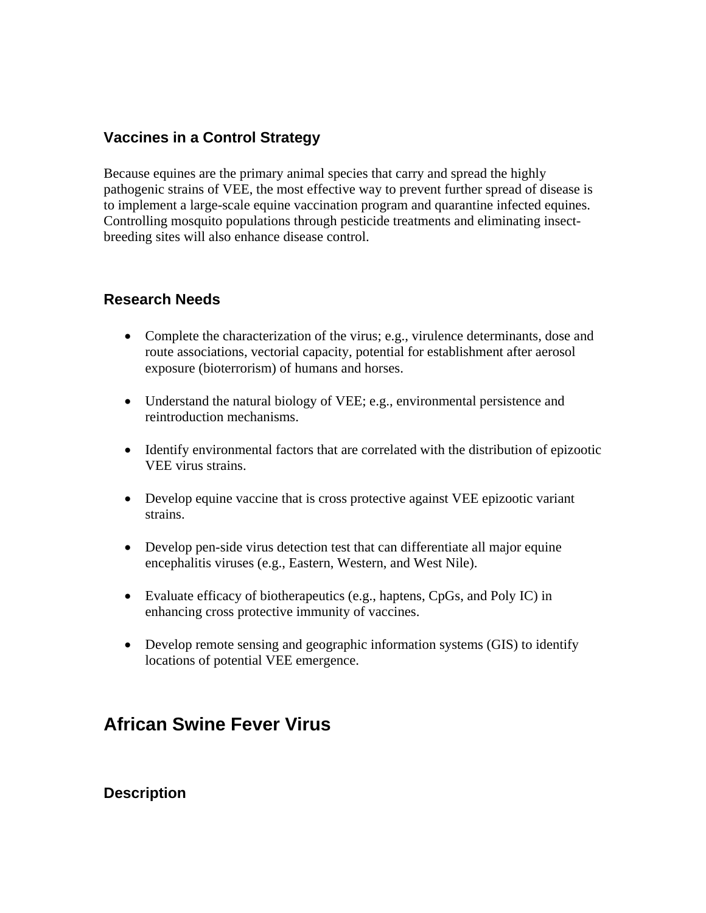### Vaccines in a Control Strategy

Because equines are the primary animal species that carry and spread the highly pathogenic strains of VEE, the most effective way to prevent further spread of disease is to implement a large-scale equine vaccination program and quarantine infected equines. Controlling mosquito populations through pesticide treatments and eliminating insect-breeding sites will also enhance disease control.

### Research Needs

- Complete the characterization of the virus; e.g., virulence determinants, dose and route associations, vectorial capacity, potential for establishment after aerosol exposure (bioterrorism) of humans and horses.
- Understand the natural biology of VEE; e.g., environmental persistence and reintroduction mechanisms.
- Identify environmental factors that are correlated with the distribution of epizootic VEE virus strains.
- Develop equine vaccine that is cross protective against VEE epizootic variant strains.
- Develop pen-side virus detection test that can differentiate all major equine encephalitis viruses (e.g., Eastern, Western, and West Nile).
- Evaluate efficacy of biotherapeutics (e.g., haptens, CpGs, and Poly IC) in enhancing cross protective immunity of vaccines.
- Develop remote sensing and geographic information systems (GIS) to identify locations of potential VEE emergence.

## African Swine Fever Virus

### Description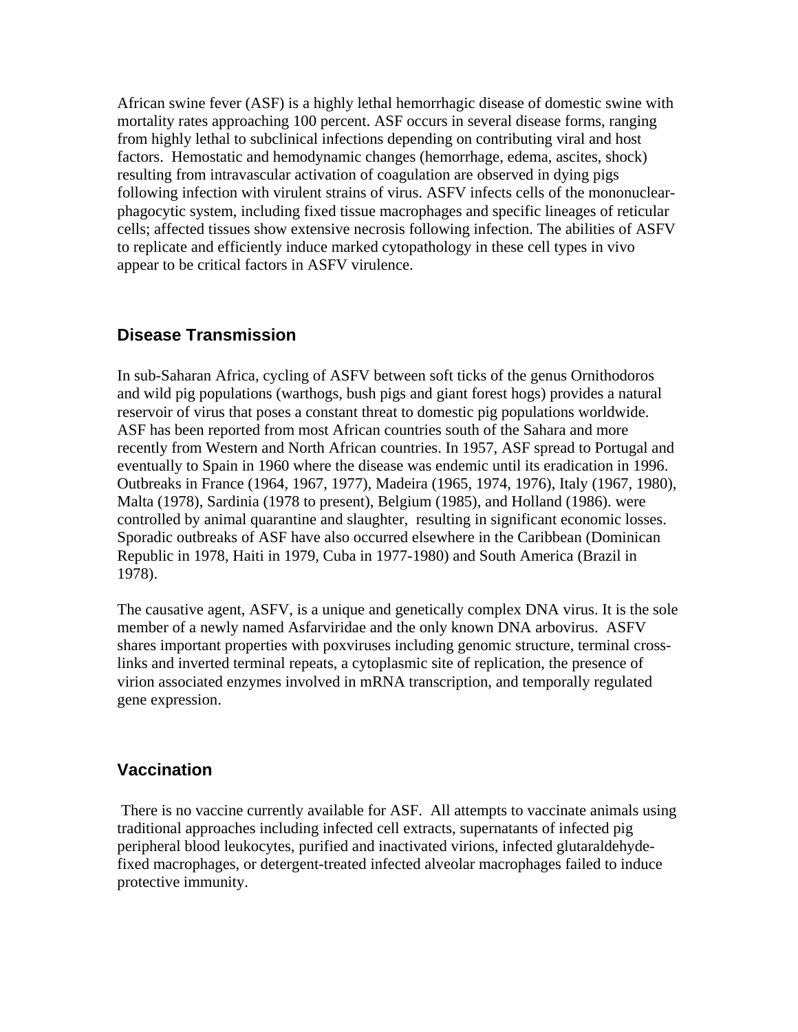African swine fever (ASF) is a highly lethal hemorrhagic disease of domestic swine with mortality rates approaching 100 percent. ASF occurs in several disease forms, ranging from highly lethal to subclinical infections depending on contributing viral and host factors. Hemostatic and hemodynamic changes (hemorrhage, edema, ascites, shock) resulting from intravascular activation of coagulation are observed in dying pigs following infection with virulent strains of virus. ASFV infects cells of the mononuclear-phagocytic system, including fixed tissue macrophages and specific lineages of reticular cells; affected tissues show extensive necrosis following infection. The abilities of ASFV to replicate and efficiently induce marked cytopathology in these cell types in vivo appear to be critical factors in ASFV virulence.

## Disease Transmission

In sub-Saharan Africa, cycling of ASFV between soft ticks of the genus Ornithodoros and wild pig populations (warthogs, bush pigs and giant forest hogs) provides a natural reservoir of virus that poses a constant threat to domestic pig populations worldwide. ASF has been reported from most African countries south of the Sahara and more recently from Western and North African countries. In 1957, ASF spread to Portugal and eventually to Spain in 1960 where the disease was endemic until its eradication in 1996. Outbreaks in France (1964, 1967, 1977), Madeira (1965, 1974, 1976), Italy (1967, 1980), Malta (1978), Sardinia (1978 to present), Belgium (1985), and Holland (1986). were controlled by animal quarantine and slaughter, resulting in significant economic losses. Sporadic outbreaks of ASF have also occurred elsewhere in the Caribbean (Dominican Republic in 1978, Haiti in 1979, Cuba in 1977-1980) and South America (Brazil in 1978).

The causative agent, ASFV, is a unique and genetically complex DNA virus. It is the sole member of a newly named Asfarviridae and the only known DNA arbovirus. ASFV shares important properties with poxviruses including genomic structure, terminal cross-links and inverted terminal repeats, a cytoplasmic site of replication, the presence of virion associated enzymes involved in mRNA transcription, and temporally regulated gene expression.

## Vaccination

There is no vaccine currently available for ASF. All attempts to vaccinate animals using traditional approaches including infected cell extracts, supernatants of infected pig peripheral blood leukocytes, purified and inactivated virions, infected glutaraldehyde-fixed macrophages, or detergent-treated infected alveolar macrophages failed to induce protective immunity.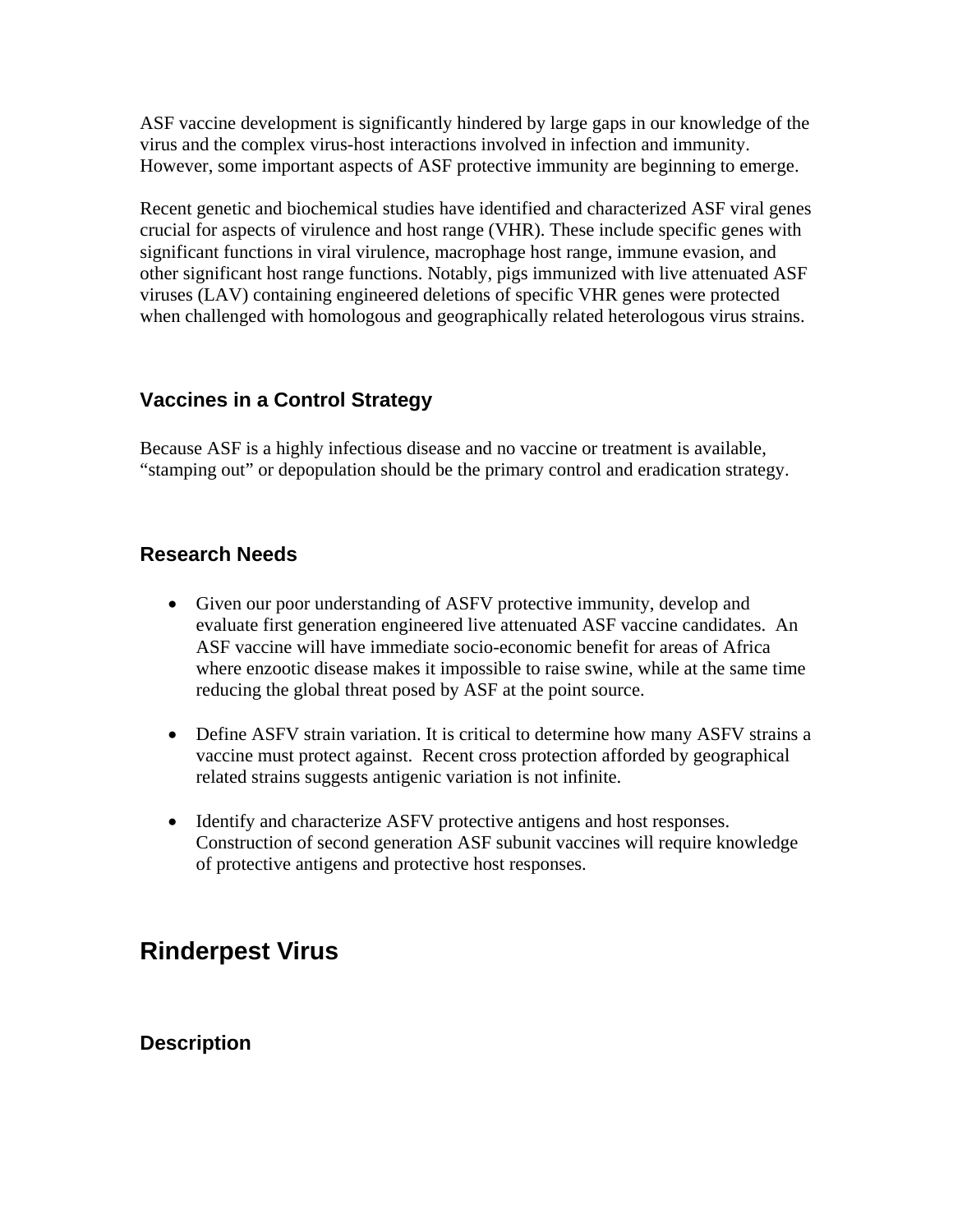ASF vaccine development is significantly hindered by large gaps in our knowledge of the virus and the complex virus-host interactions involved in infection and immunity. However, some important aspects of ASF protective immunity are beginning to emerge.

Recent genetic and biochemical studies have identified and characterized ASF viral genes crucial for aspects of virulence and host range (VHR). These include specific genes with significant functions in viral virulence, macrophage host range, immune evasion, and other significant host range functions. Notably, pigs immunized with live attenuated ASF viruses (LAV) containing engineered deletions of specific VHR genes were protected when challenged with homologous and geographically related heterologous virus strains.

### Vaccines in a Control Strategy

Because ASF is a highly infectious disease and no vaccine or treatment is available, "stamping out" or depopulation should be the primary control and eradication strategy.

### Research Needs

- Given our poor understanding of ASFV protective immunity, develop and evaluate first generation engineered live attenuated ASF vaccine candidates. An ASF vaccine will have immediate socio-economic benefit for areas of Africa where enzootic disease makes it impossible to raise swine, while at the same time reducing the global threat posed by ASF at the point source.

- Define ASFV strain variation. It is critical to determine how many ASFV strains a vaccine must protect against. Recent cross protection afforded by geographical related strains suggests antigenic variation is not infinite.

- Identify and characterize ASFV protective antigens and host responses. Construction of second generation ASF subunit vaccines will require knowledge of protective antigens and protective host responses.

## Rinderpest Virus

### Description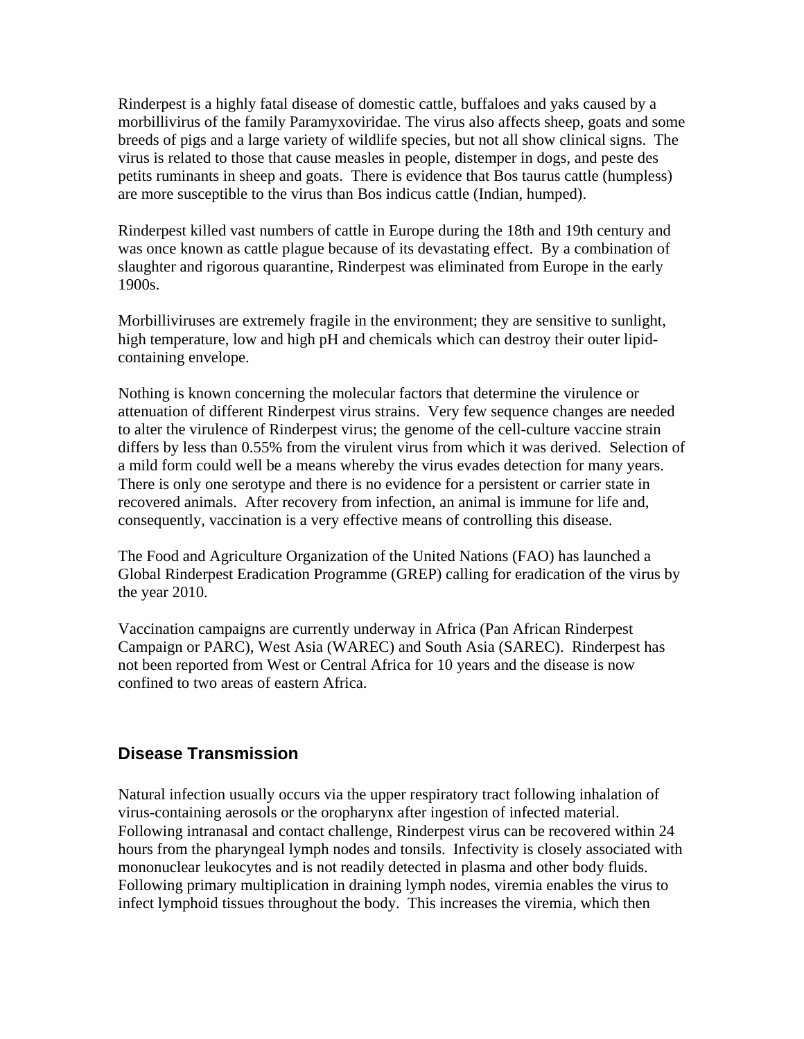Rinderpest is a highly fatal disease of domestic cattle, buffaloes and yaks caused by a morbillivirus of the family Paramyxoviridae. The virus also affects sheep, goats and some breeds of pigs and a large variety of wildlife species, but not all show clinical signs. The virus is related to those that cause measles in people, distemper in dogs, and peste des petits ruminants in sheep and goats. There is evidence that Bos taurus cattle (humpless) are more susceptible to the virus than Bos indicus cattle (Indian, humped).

Rinderpest killed vast numbers of cattle in Europe during the 18th and 19th century and was once known as cattle plague because of its devastating effect. By a combination of slaughter and rigorous quarantine, Rinderpest was eliminated from Europe in the early 1900s.

Morbilliviruses are extremely fragile in the environment; they are sensitive to sunlight, high temperature, low and high pH and chemicals which can destroy their outer lipid-containing envelope.

Nothing is known concerning the molecular factors that determine the virulence or attenuation of different Rinderpest virus strains. Very few sequence changes are needed to alter the virulence of Rinderpest virus; the genome of the cell-culture vaccine strain differs by less than 0.55% from the virulent virus from which it was derived. Selection of a mild form could well be a means whereby the virus evades detection for many years. There is only one serotype and there is no evidence for a persistent or carrier state in recovered animals. After recovery from infection, an animal is immune for life and, consequently, vaccination is a very effective means of controlling this disease.

The Food and Agriculture Organization of the United Nations (FAO) has launched a Global Rinderpest Eradication Programme (GREP) calling for eradication of the virus by the year 2010.

Vaccination campaigns are currently underway in Africa (Pan African Rinderpest Campaign or PARC), West Asia (WAREC) and South Asia (SAREC). Rinderpest has not been reported from West or Central Africa for 10 years and the disease is now confined to two areas of eastern Africa.

## Disease Transmission

Natural infection usually occurs via the upper respiratory tract following inhalation of virus-containing aerosols or the oropharynx after ingestion of infected material. Following intranasal and contact challenge, Rinderpest virus can be recovered within 24 hours from the pharyngeal lymph nodes and tonsils. Infectivity is closely associated with mononuclear leukocytes and is not readily detected in plasma and other body fluids. Following primary multiplication in draining lymph nodes, viremia enables the virus to infect lymphoid tissues throughout the body. This increases the viremia, which then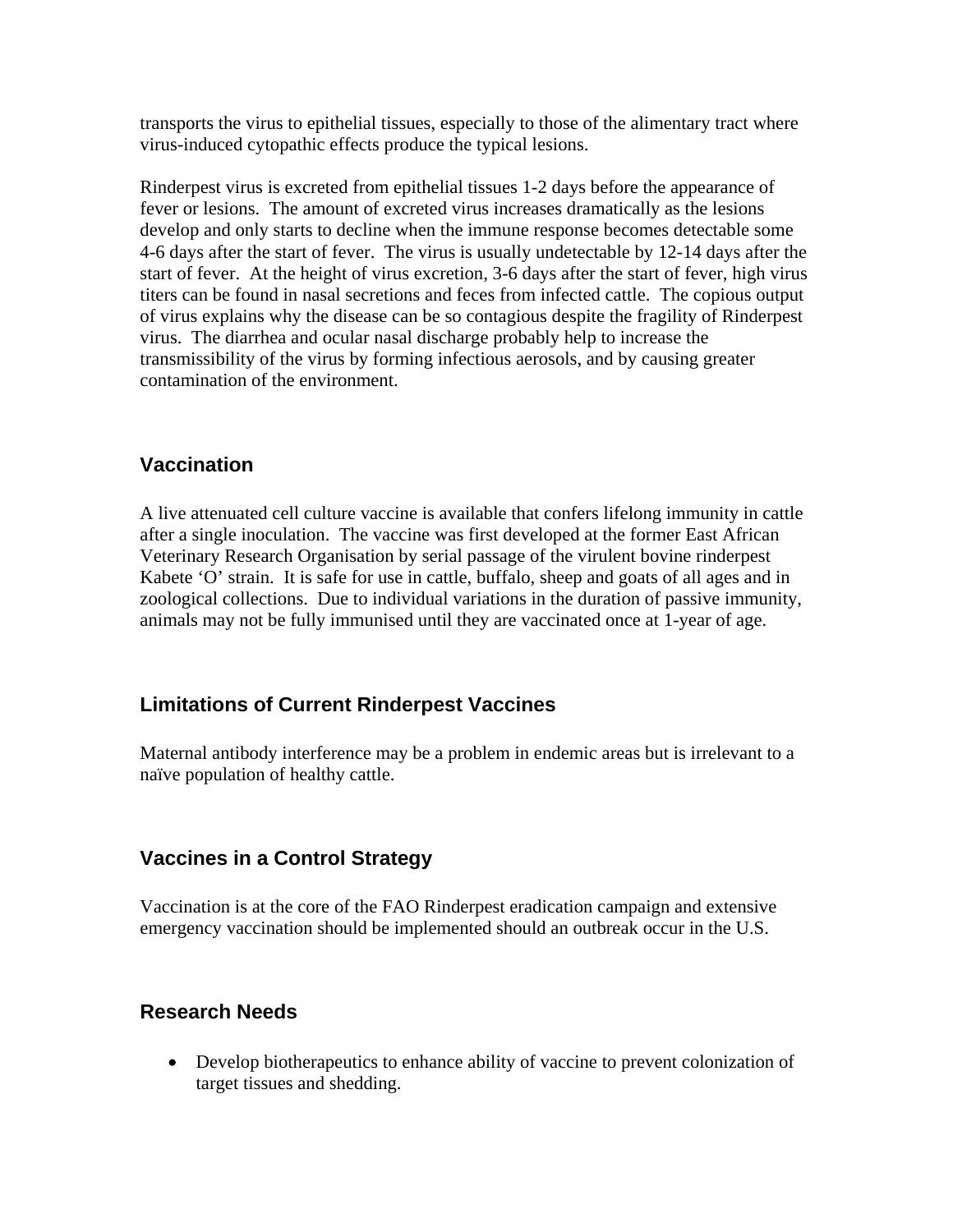transports the virus to epithelial tissues, especially to those of the alimentary tract where virus-induced cytopathic effects produce the typical lesions.

Rinderpest virus is excreted from epithelial tissues 1-2 days before the appearance of fever or lesions. The amount of excreted virus increases dramatically as the lesions develop and only starts to decline when the immune response becomes detectable some 4-6 days after the start of fever. The virus is usually undetectable by 12-14 days after the start of fever. At the height of virus excretion, 3-6 days after the start of fever, high virus titers can be found in nasal secretions and feces from infected cattle. The copious output of virus explains why the disease can be so contagious despite the fragility of Rinderpest virus. The diarrhea and ocular nasal discharge probably help to increase the transmissibility of the virus by forming infectious aerosols, and by causing greater contamination of the environment.

## Vaccination

A live attenuated cell culture vaccine is available that confers lifelong immunity in cattle after a single inoculation. The vaccine was first developed at the former East African Veterinary Research Organisation by serial passage of the virulent bovine rinderpest Kabete 'O' strain. It is safe for use in cattle, buffalo, sheep and goats of all ages and in zoological collections. Due to individual variations in the duration of passive immunity, animals may not be fully immunised until they are vaccinated once at 1-year of age.

## Limitations of Current Rinderpest Vaccines

Maternal antibody interference may be a problem in endemic areas but is irrelevant to a naïve population of healthy cattle.

## Vaccines in a Control Strategy

Vaccination is at the core of the FAO Rinderpest eradication campaign and extensive emergency vaccination should be implemented should an outbreak occur in the U.S.

## Research Needs

- Develop biotherapeutics to enhance ability of vaccine to prevent colonization of target tissues and shedding.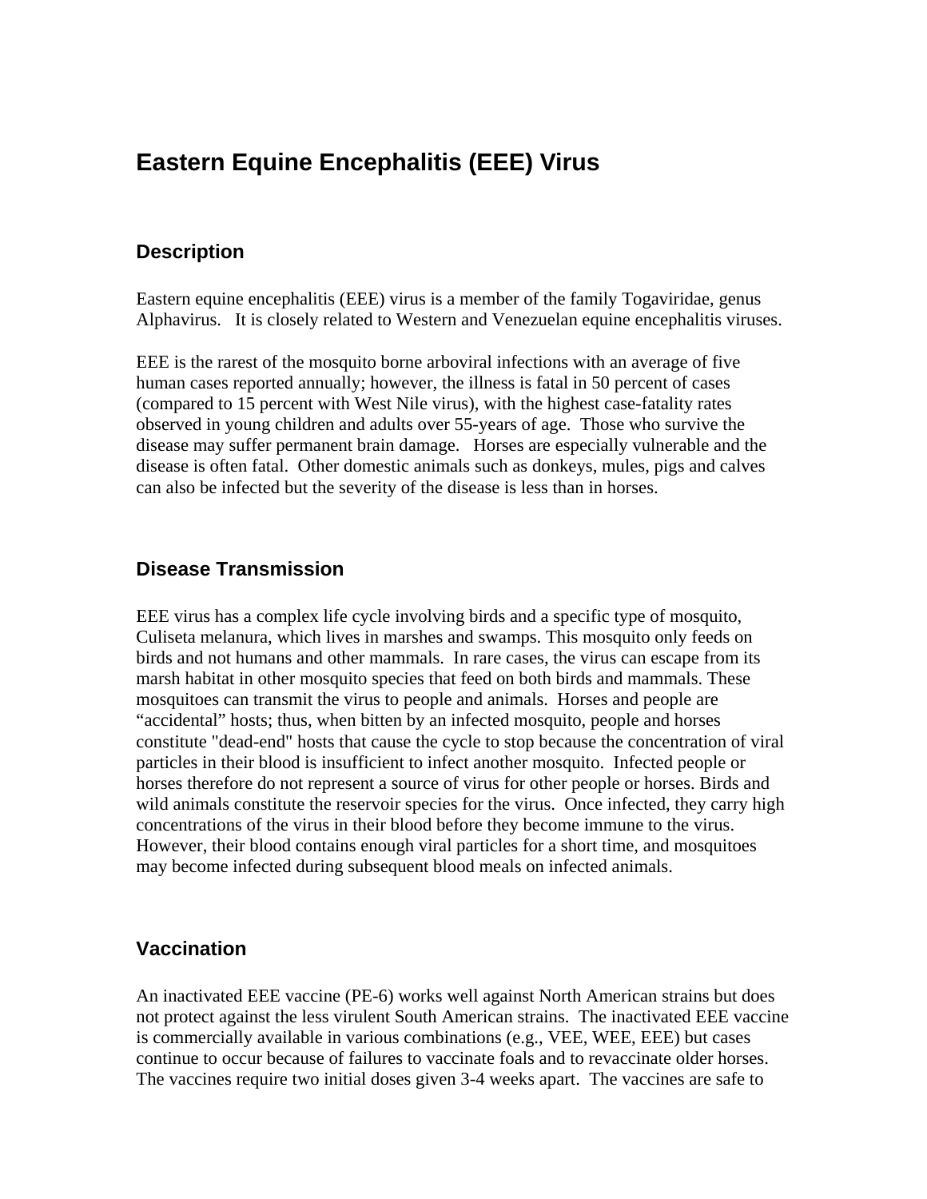# Eastern Equine Encephalitis (EEE) Virus

## Description

Eastern equine encephalitis (EEE) virus is a member of the family Togaviridae, genus Alphavirus. It is closely related to Western and Venezuelan equine encephalitis viruses.

EEE is the rarest of the mosquito borne arboviral infections with an average of five human cases reported annually; however, the illness is fatal in 50 percent of cases (compared to 15 percent with West Nile virus), with the highest case-fatality rates observed in young children and adults over 55-years of age. Those who survive the disease may suffer permanent brain damage. Horses are especially vulnerable and the disease is often fatal. Other domestic animals such as donkeys, mules, pigs and calves can also be infected but the severity of the disease is less than in horses.

## Disease Transmission

EEE virus has a complex life cycle involving birds and a specific type of mosquito, Culiseta melanura, which lives in marshes and swamps. This mosquito only feeds on birds and not humans and other mammals. In rare cases, the virus can escape from its marsh habitat in other mosquito species that feed on both birds and mammals. These mosquitoes can transmit the virus to people and animals. Horses and people are "accidental" hosts; thus, when bitten by an infected mosquito, people and horses constitute "dead-end" hosts that cause the cycle to stop because the concentration of viral particles in their blood is insufficient to infect another mosquito. Infected people or horses therefore do not represent a source of virus for other people or horses. Birds and wild animals constitute the reservoir species for the virus. Once infected, they carry high concentrations of the virus in their blood before they become immune to the virus. However, their blood contains enough viral particles for a short time, and mosquitoes may become infected during subsequent blood meals on infected animals.

## Vaccination

An inactivated EEE vaccine (PE-6) works well against North American strains but does not protect against the less virulent South American strains. The inactivated EEE vaccine is commercially available in various combinations (e.g., VEE, WEE, EEE) but cases continue to occur because of failures to vaccinate foals and to revaccinate older horses. The vaccines require two initial doses given 3-4 weeks apart. The vaccines are safe to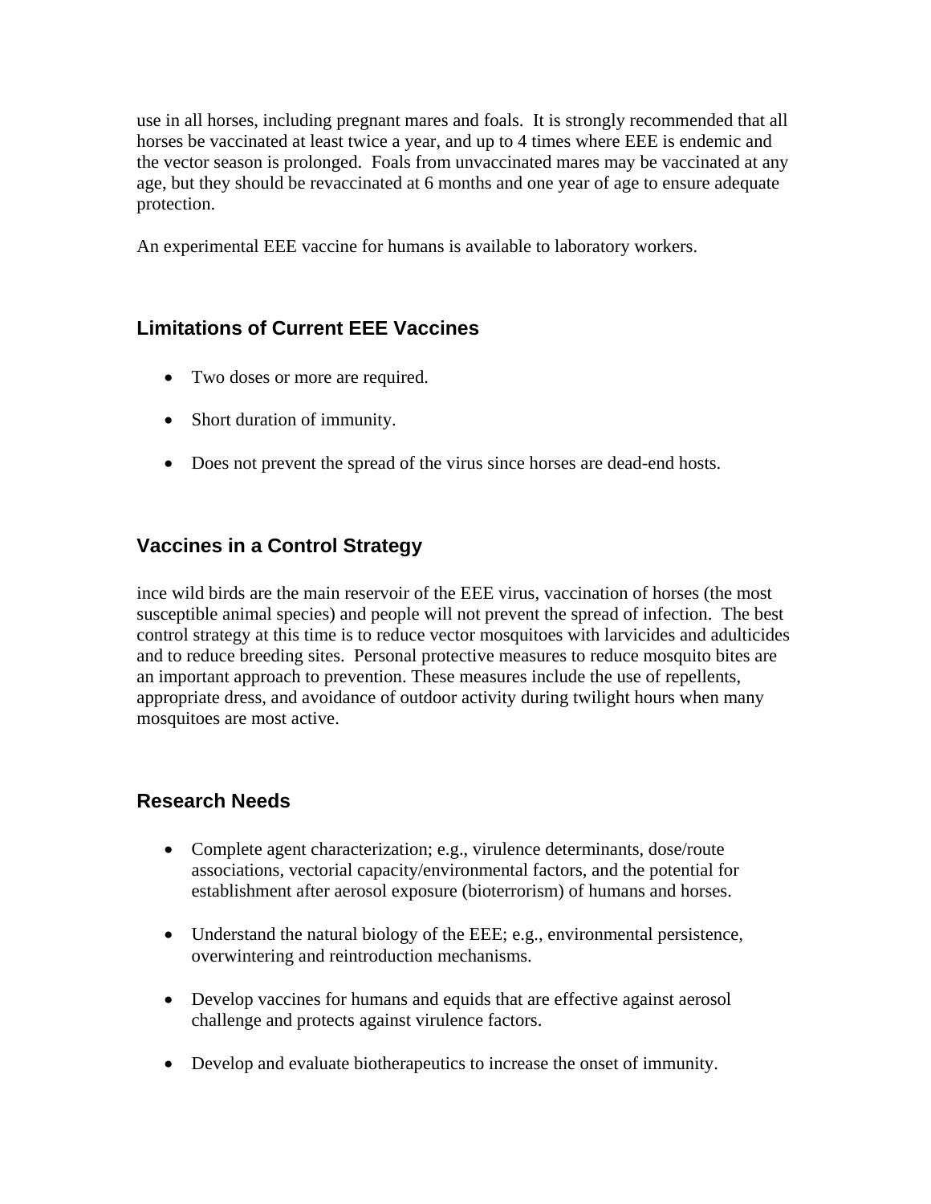use in all horses, including pregnant mares and foals. It is strongly recommended that all horses be vaccinated at least twice a year, and up to 4 times where EEE is endemic and the vector season is prolonged. Foals from unvaccinated mares may be vaccinated at any age, but they should be revaccinated at 6 months and one year of age to ensure adequate protection.

An experimental EEE vaccine for humans is available to laboratory workers.

## Limitations of Current EEE Vaccines

- Two doses or more are required.
- Short duration of immunity.
- Does not prevent the spread of the virus since horses are dead-end hosts.

## Vaccines in a Control Strategy

ince wild birds are the main reservoir of the EEE virus, vaccination of horses (the most susceptible animal species) and people will not prevent the spread of infection. The best control strategy at this time is to reduce vector mosquitoes with larvicides and adulticides and to reduce breeding sites. Personal protective measures to reduce mosquito bites are an important approach to prevention. These measures include the use of repellents, appropriate dress, and avoidance of outdoor activity during twilight hours when many mosquitoes are most active.

## Research Needs

- Complete agent characterization; e.g., virulence determinants, dose/route associations, vectorial capacity/environmental factors, and the potential for establishment after aerosol exposure (bioterrorism) of humans and horses.
- Understand the natural biology of the EEE; e.g., environmental persistence, overwintering and reintroduction mechanisms.
- Develop vaccines for humans and equids that are effective against aerosol challenge and protects against virulence factors.
- Develop and evaluate biotherapeutics to increase the onset of immunity.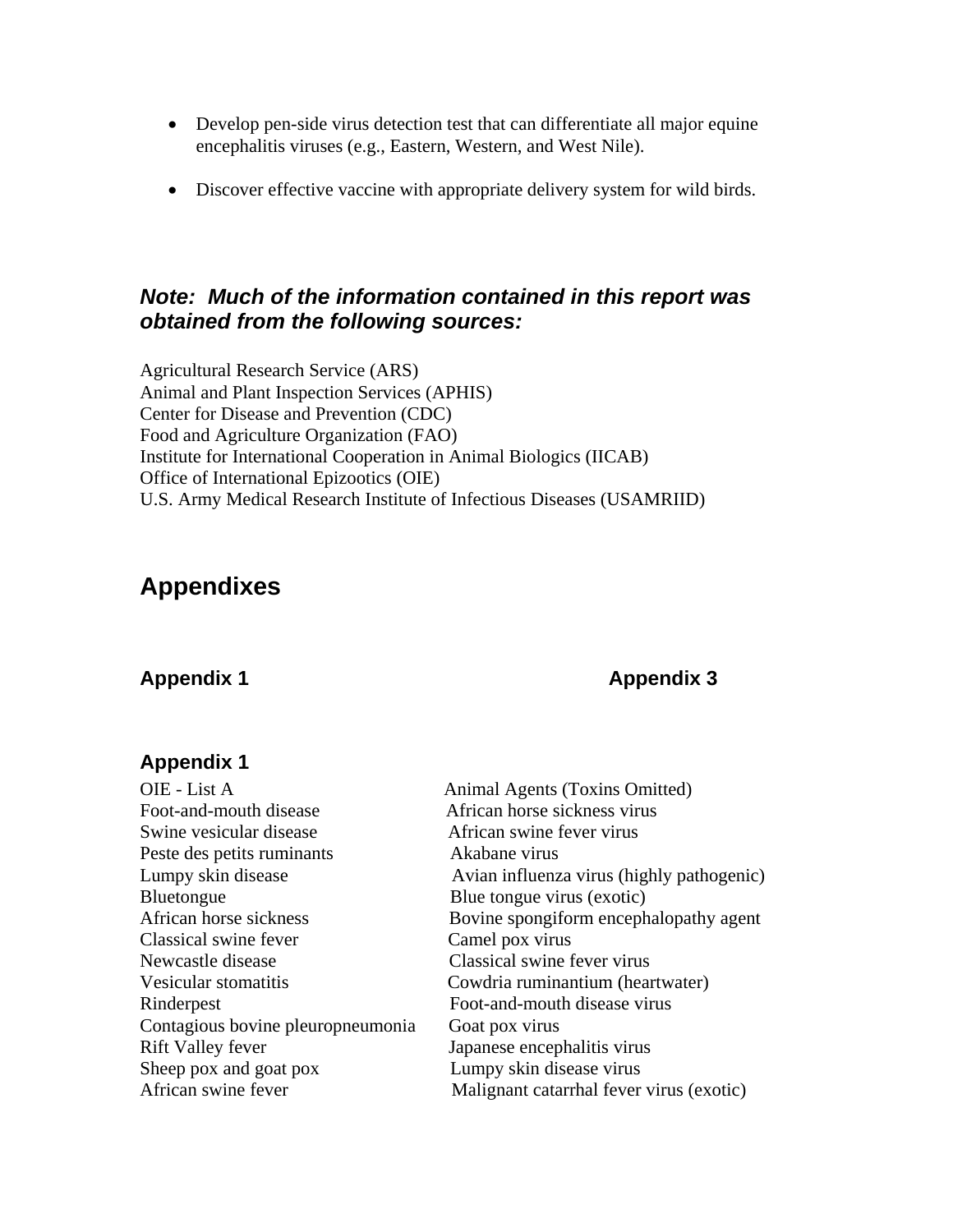- Develop pen-side virus detection test that can differentiate all major equine encephalitis viruses (e.g., Eastern, Western, and West Nile).

- Discover effective vaccine with appropriate delivery system for wild birds.

***Note: Much of the information contained in this report was obtained from the following sources:***

Agricultural Research Service (ARS)
Animal and Plant Inspection Services (APHIS)
Center for Disease and Prevention (CDC)
Food and Agriculture Organization (FAO)
Institute for International Cooperation in Animal Biologics (IICAB)
Office of International Epizootics (OIE)
U.S. Army Medical Research Institute of Infectious Diseases (USAMRIID)

# Appendixes

### Appendix 1

### Appendix 3

### Appendix 1

| OIE - List A | Animal Agents (Toxins Omitted) |
|---|---|
| Foot-and-mouth disease | African horse sickness virus |
| Swine vesicular disease | African swine fever virus |
| Peste des petits ruminants | Akabane virus |
| Lumpy skin disease | Avian influenza virus (highly pathogenic) |
| Bluetongue | Blue tongue virus (exotic) |
| African horse sickness | Bovine spongiform encephalopathy agent |
| Classical swine fever | Camel pox virus |
| Newcastle disease | Classical swine fever virus |
| Vesicular stomatitis | Cowdria ruminantium (heartwater) |
| Rinderpest | Foot-and-mouth disease virus |
| Contagious bovine pleuropneumonia | Goat pox virus |
| Rift Valley fever | Japanese encephalitis virus |
| Sheep pox and goat pox | Lumpy skin disease virus |
| African swine fever | Malignant catarrhal fever virus (exotic) |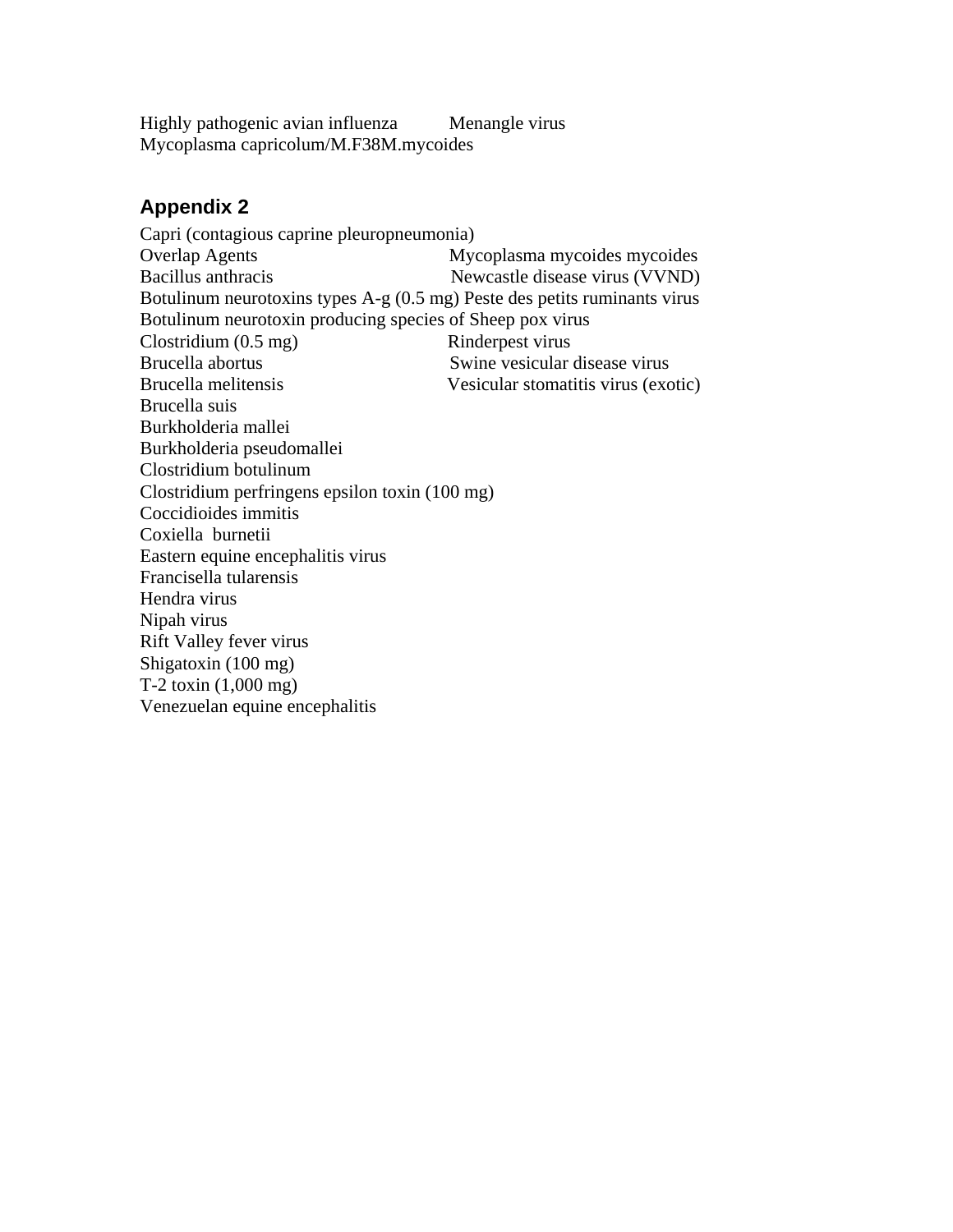Highly pathogenic avian influenza Menangle virus
Mycoplasma capricolum/M.F38M.mycoides

## Appendix 2

Capri (contagious caprine pleuropneumonia)

Overlap Agents
Bacillus anthracis
Botulinum neurotoxins types A-g (0.5 mg)
Botulinum neurotoxin producing species of Clostridium (0.5 mg)
Brucella abortus
Brucella melitensis
Brucella suis
Burkholderia mallei
Burkholderia pseudomallei
Clostridium botulinum
Clostridium perfringens epsilon toxin (100 mg)
Coccidioides immitis
Coxiella burnetii
Eastern equine encephalitis virus
Francisella tularensis
Hendra virus
Nipah virus
Rift Valley fever virus
Shigatoxin (100 mg)
T-2 toxin (1,000 mg)
Venezuelan equine encephalitis

Mycoplasma mycoides mycoides
Newcastle disease virus (VVND)
Peste des petits ruminants virus
Sheep pox virus
Rinderpest virus
Swine vesicular disease virus
Vesicular stomatitis virus (exotic)